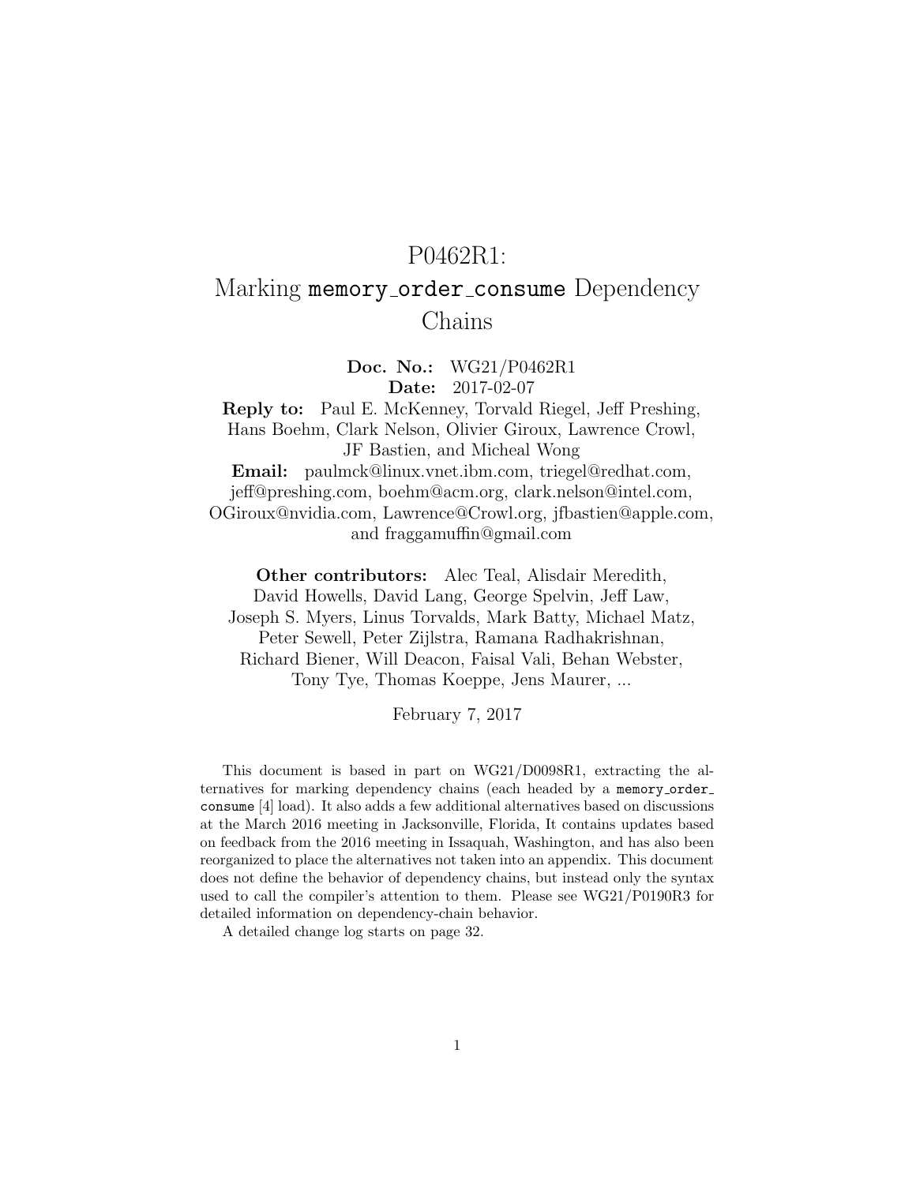# P0462R1: Marking `memory_order_consume` Dependency Chains

**Doc. No.:** WG21/P0462R1
**Date:** 2017-02-07
**Reply to:** Paul E. McKenney, Torvald Riegel, Jeff Preshing, Hans Boehm, Clark Nelson, Olivier Giroux, Lawrence Crowl, JF Bastien, and Micheal Wong
**Email:** paulmck@linux.vnet.ibm.com, triegel@redhat.com, jeff@preshing.com, boehm@acm.org, clark.nelson@intel.com, OGiroux@nvidia.com, Lawrence@Crowl.org, jfbastien@apple.com, and fraggamuffin@gmail.com

**Other contributors:** Alec Teal, Alisdair Meredith, David Howells, David Lang, George Spelvin, Jeff Law, Joseph S. Myers, Linus Torvalds, Mark Batty, Michael Matz, Peter Sewell, Peter Zijlstra, Ramana Radhakrishnan, Richard Biener, Will Deacon, Faisal Vali, Behan Webster, Tony Tye, Thomas Koeppe, Jens Maurer, ...

February 7, 2017

This document is based in part on WG21/D0098R1, extracting the alternatives for marking dependency chains (each headed by a `memory_order_consume` [4] load). It also adds a few additional alternatives based on discussions at the March 2016 meeting in Jacksonville, Florida, It contains updates based on feedback from the 2016 meeting in Issaquah, Washington, and has also been reorganized to place the alternatives not taken into an appendix. This document does not define the behavior of dependency chains, but instead only the syntax used to call the compiler's attention to them. Please see WG21/P0190R3 for detailed information on dependency-chain behavior.

A detailed change log starts on page 32.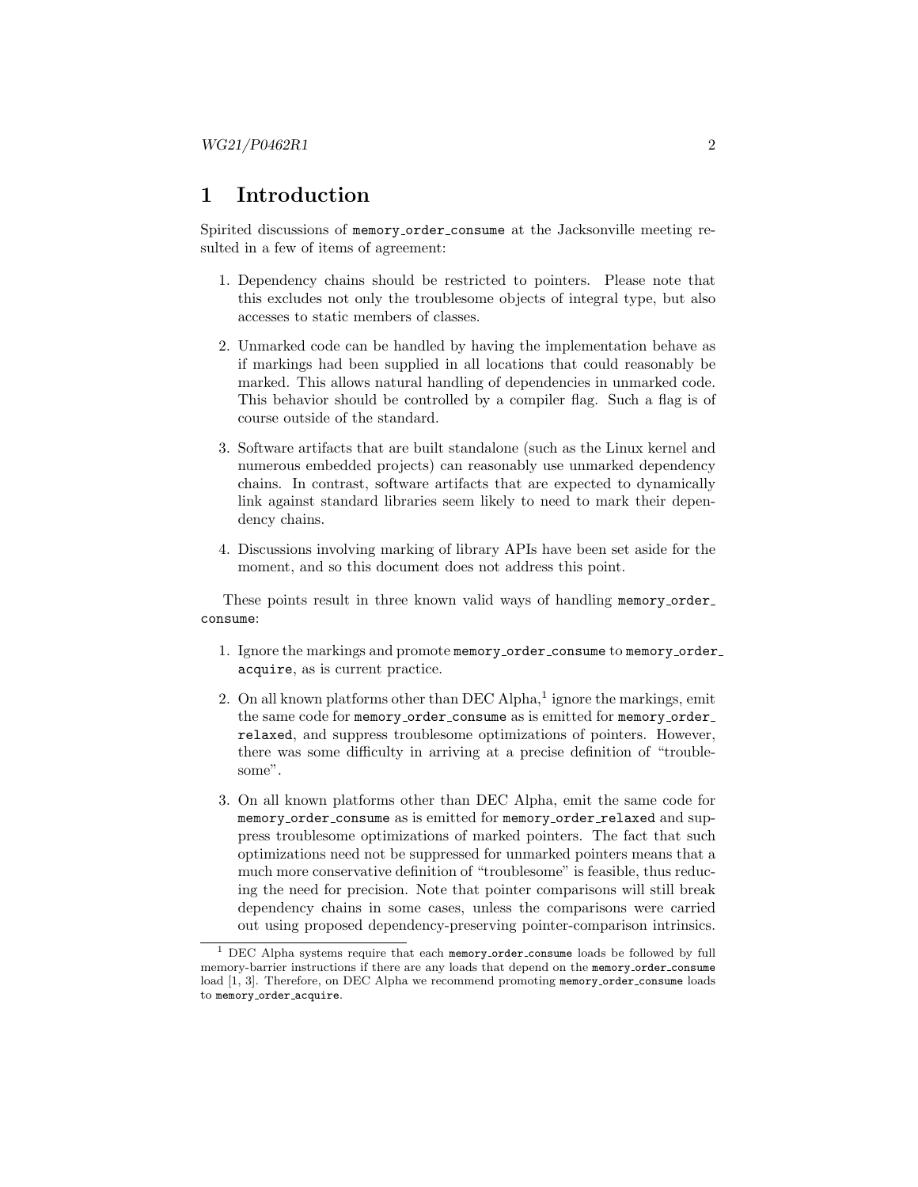# 1 Introduction

Spirited discussions of `memory_order_consume` at the Jacksonville meeting resulted in a few of items of agreement:

1. Dependency chains should be restricted to pointers. Please note that this excludes not only the troublesome objects of integral type, but also accesses to static members of classes.
2. Unmarked code can be handled by having the implementation behave as if markings had been supplied in all locations that could reasonably be marked. This allows natural handling of dependencies in unmarked code. This behavior should be controlled by a compiler flag. Such a flag is of course outside of the standard.
3. Software artifacts that are built standalone (such as the Linux kernel and numerous embedded projects) can reasonably use unmarked dependency chains. In contrast, software artifacts that are expected to dynamically link against standard libraries seem likely to need to mark their dependency chains.
4. Discussions involving marking of library APIs have been set aside for the moment, and so this document does not address this point.

These points result in three known valid ways of handling `memory_order_consume`:

1. Ignore the markings and promote `memory_order_consume` to `memory_order_acquire`, as is current practice.
2. On all known platforms other than DEC Alpha,[1] ignore the markings, emit the same code for `memory_order_consume` as is emitted for `memory_order_relaxed`, and suppress troublesome optimizations of pointers. However, there was some difficulty in arriving at a precise definition of "troublesome".
3. On all known platforms other than DEC Alpha, emit the same code for `memory_order_consume` as is emitted for `memory_order_relaxed` and suppress troublesome optimizations of marked pointers. The fact that such optimizations need not be suppressed for unmarked pointers means that a much more conservative definition of "troublesome" is feasible, thus reducing the need for precision. Note that pointer comparisons will still break dependency chains in some cases, unless the comparisons were carried out using proposed dependency-preserving pointer-comparison intrinsics.

[1] DEC Alpha systems require that each `memory_order_consume` loads be followed by full memory-barrier instructions if there are any loads that depend on the `memory_order_consume` load [1, 3]. Therefore, on DEC Alpha we recommend promoting `memory_order_consume` loads to `memory_order_acquire`.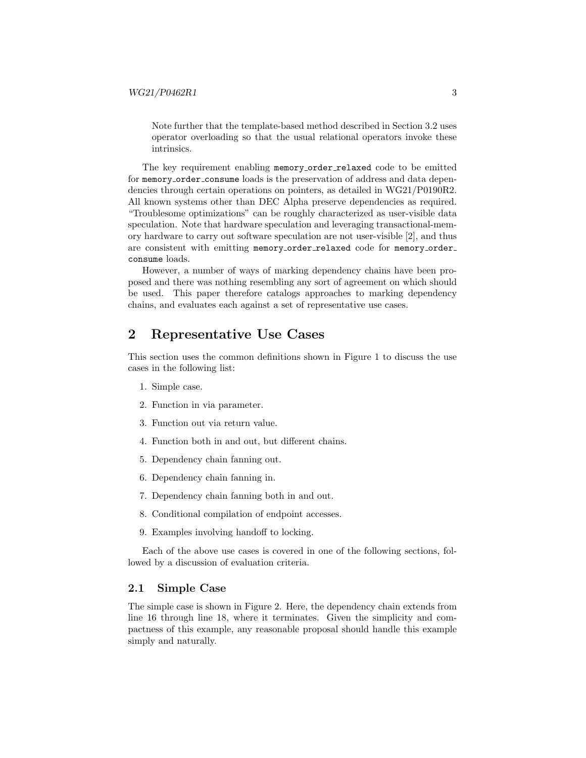> Note further that the template-based method described in Section 3.2 uses operator overloading so that the usual relational operators invoke these intrinsics.

The key requirement enabling `memory_order_relaxed` code to be emitted for `memory_order_consume` loads is the preservation of address and data dependencies through certain operations on pointers, as detailed in WG21/P0190R2. All known systems other than DEC Alpha preserve dependencies as required. "Troublesome optimizations" can be roughly characterized as user-visible data speculation. Note that hardware speculation and leveraging transactional-memory hardware to carry out software speculation are not user-visible [2], and thus are consistent with emitting `memory_order_relaxed` code for `memory_order_consume` loads.

However, a number of ways of marking dependency chains have been proposed and there was nothing resembling any sort of agreement on which should be used. This paper therefore catalogs approaches to marking dependency chains, and evaluates each against a set of representative use cases.

## 2 Representative Use Cases

This section uses the common definitions shown in Figure 1 to discuss the use cases in the following list:

1. Simple case.
2. Function in via parameter.
3. Function out via return value.
4. Function both in and out, but different chains.
5. Dependency chain fanning out.
6. Dependency chain fanning in.
7. Dependency chain fanning both in and out.
8. Conditional compilation of endpoint accesses.
9. Examples involving handoff to locking.

Each of the above use cases is covered in one of the following sections, followed by a discussion of evaluation criteria.

### 2.1 Simple Case

The simple case is shown in Figure 2. Here, the dependency chain extends from line 16 through line 18, where it terminates. Given the simplicity and compactness of this example, any reasonable proposal should handle this example simply and naturally.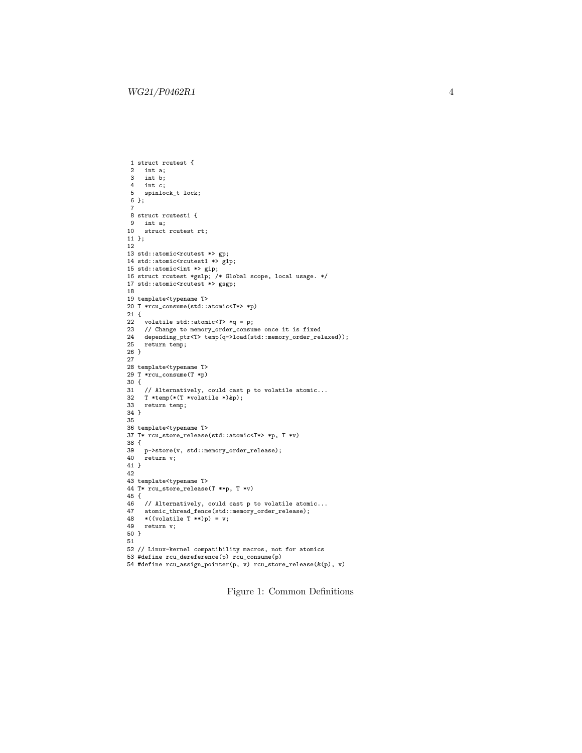```
 1 struct rcutest {
 2   int a;
 3   int b;
 4   int c;
 5   spinlock_t lock;
 6 };
 7
 8 struct rcutest1 {
 9   int a;
10   struct rcutest rt;
11 };
12
13 std::atomic<rcutest *> gp;
14 std::atomic<rcutest1 *> g1p;
15 std::atomic<int *> gip;
16 struct rcutest *gslp; /* Global scope, local usage. */
17 std::atomic<rcutest *> gsgp;
18
19 template<typename T>
20 T *rcu_consume(std::atomic<T*> *p)
21 {
22   volatile std::atomic<T> *q = p;
23   // Change to memory_order_consume once it is fixed
24   depending_ptr<T> temp(q->load(std::memory_order_relaxed));
25   return temp;
26 }
27
28 template<typename T>
29 T *rcu_consume(T *p)
30 {
31   // Alternatively, could cast p to volatile atomic...
32   T *temp(*(T *volatile *)&p);
33   return temp;
34 }
35
36 template<typename T>
37 T* rcu_store_release(std::atomic<T*> *p, T *v)
38 {
39   p->store(v, std::memory_order_release);
40   return v;
41 }
42
43 template<typename T>
44 T* rcu_store_release(T **p, T *v)
45 {
46   // Alternatively, could cast p to volatile atomic...
47   atomic_thread_fence(std::memory_order_release);
48   *((volatile T **)p) = v;
49   return v;
50 }
51
52 // Linux-kernel compatibility macros, not for atomics
53 #define rcu_dereference(p) rcu_consume(p)
54 #define rcu_assign_pointer(p, v) rcu_store_release(&(p), v)
```

Figure 1: Common Definitions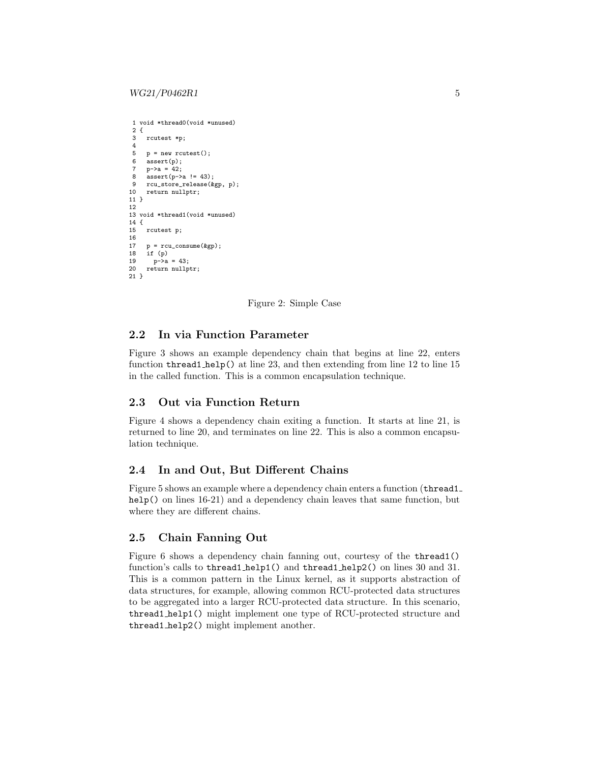```
 1 void *thread0(void *unused)
 2 {
 3   rcutest *p;
 4
 5   p = new rcutest();
 6   assert(p);
 7   p->a = 42;
 8   assert(p->a != 43);
 9   rcu_store_release(&gp, p);
10   return nullptr;
11 }
12
13 void *thread1(void *unused)
14 {
15   rcutest p;
16
17   p = rcu_consume(&gp);
18   if (p)
19     p->a = 43;
20   return nullptr;
21 }
```

Figure 2: Simple Case

## 2.2 In via Function Parameter

Figure 3 shows an example dependency chain that begins at line 22, enters function `thread1_help()` at line 23, and then extending from line 12 to line 15 in the called function. This is a common encapsulation technique.

## 2.3 Out via Function Return

Figure 4 shows a dependency chain exiting a function. It starts at line 21, is returned to line 20, and terminates on line 22. This is also a common encapsulation technique.

## 2.4 In and Out, But Different Chains

Figure 5 shows an example where a dependency chain enters a function (`thread1_help()` on lines 16-21) and a dependency chain leaves that same function, but where they are different chains.

## 2.5 Chain Fanning Out

Figure 6 shows a dependency chain fanning out, courtesy of the `thread1()` function's calls to `thread1_help1()` and `thread1_help2()` on lines 30 and 31. This is a common pattern in the Linux kernel, as it supports abstraction of data structures, for example, allowing common RCU-protected data structures to be aggregated into a larger RCU-protected data structure. In this scenario, `thread1_help1()` might implement one type of RCU-protected structure and `thread1_help2()` might implement another.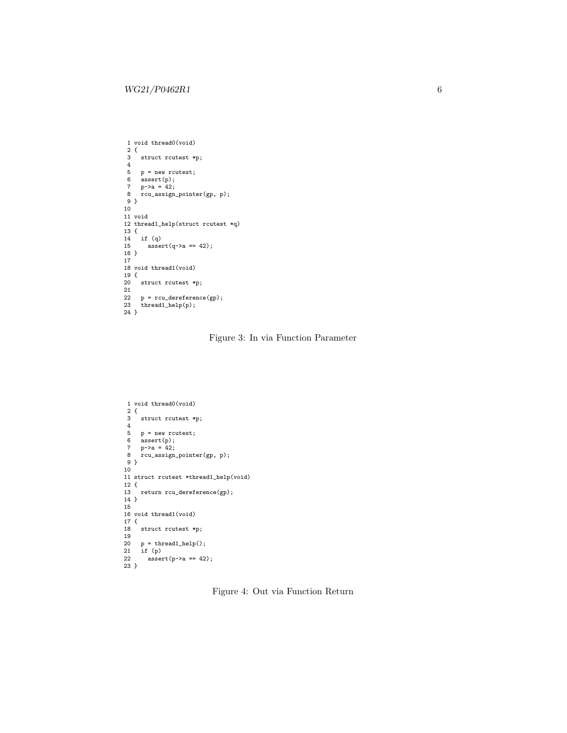```
 1 void thread0(void)
 2 {
 3   struct rcutest *p;
 4
 5   p = new rcutest;
 6   assert(p);
 7   p->a = 42;
 8   rcu_assign_pointer(gp, p);
 9 }
10
11 void
12 thread1_help(struct rcutest *q)
13 {
14   if (q)
15     assert(q->a == 42);
16 }
17
18 void thread1(void)
19 {
20   struct rcutest *p;
21
22   p = rcu_dereference(gp);
23   thread1_help(p);
24 }
```

Figure 3: In via Function Parameter

```
 1 void thread0(void)
 2 {
 3   struct rcutest *p;
 4
 5   p = new rcutest;
 6   assert(p);
 7   p->a = 42;
 8   rcu_assign_pointer(gp, p);
 9 }
10
11 struct rcutest *thread1_help(void)
12 {
13   return rcu_dereference(gp);
14 }
15
16 void thread1(void)
17 {
18   struct rcutest *p;
19
20   p = thread1_help();
21   if (p)
22     assert(p->a == 42);
23 }
```

Figure 4: Out via Function Return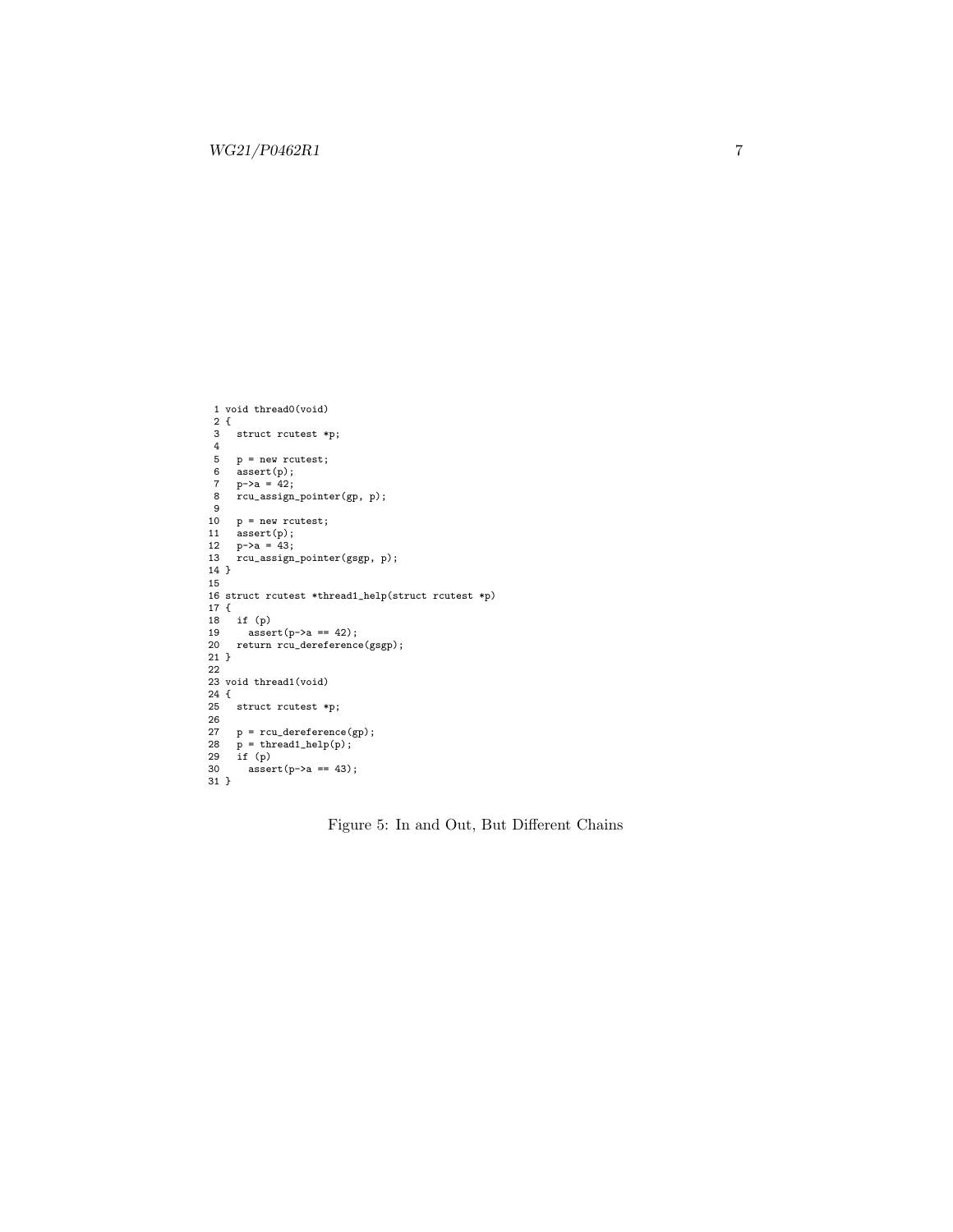```
 1 void thread0(void)
 2 {
 3   struct rcutest *p;
 4
 5   p = new rcutest;
 6   assert(p);
 7   p->a = 42;
 8   rcu_assign_pointer(gp, p);
 9
10   p = new rcutest;
11   assert(p);
12   p->a = 43;
13   rcu_assign_pointer(gsgp, p);
14 }
15
16 struct rcutest *thread1_help(struct rcutest *p)
17 {
18   if (p)
19     assert(p->a == 42);
20   return rcu_dereference(gsgp);
21 }
22
23 void thread1(void)
24 {
25   struct rcutest *p;
26
27   p = rcu_dereference(gp);
28   p = thread1_help(p);
29   if (p)
30     assert(p->a == 43);
31 }
```

Figure 5: In and Out, But Different Chains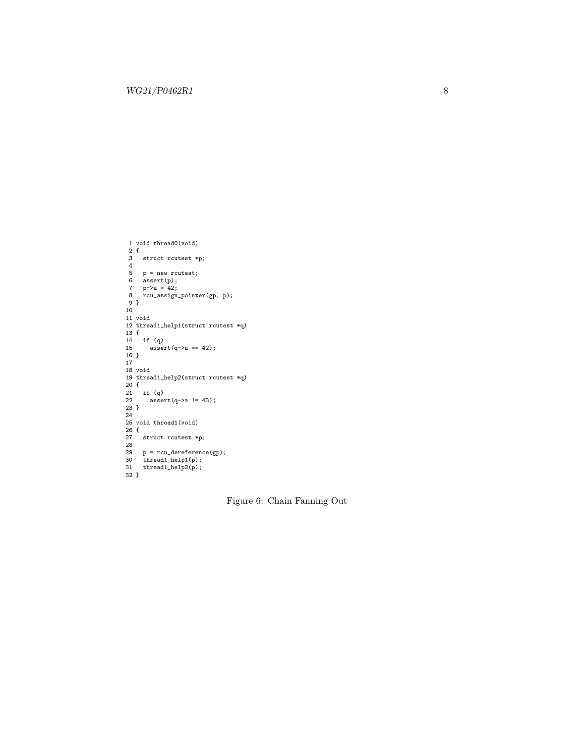```
 1 void thread0(void)
 2 {
 3   struct rcutest *p;
 4
 5   p = new rcutest;
 6   assert(p);
 7   p->a = 42;
 8   rcu_assign_pointer(gp, p);
 9 }
10
11 void
12 thread1_help1(struct rcutest *q)
13 {
14   if (q)
15     assert(q->a == 42);
16 }
17
18 void
19 thread1_help2(struct rcutest *q)
20 {
21   if (q)
22     assert(q->a != 43);
23 }
24
25 void thread1(void)
26 {
27   struct rcutest *p;
28
29   p = rcu_dereference(gp);
30   thread1_help1(p);
31   thread1_help2(p);
32 }
```

Figure 6: Chain Fanning Out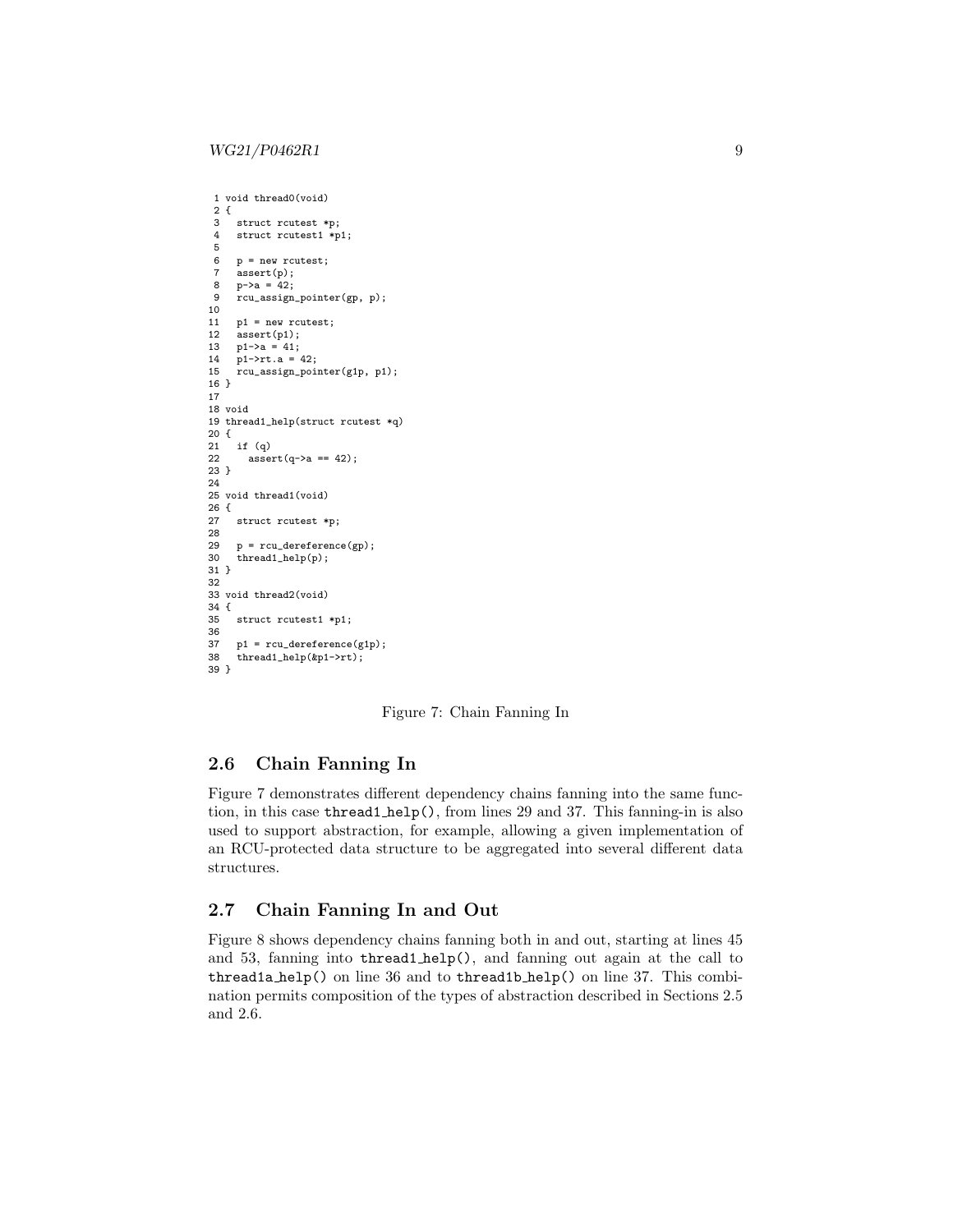```
 1 void thread0(void)
 2 {
 3   struct rcutest *p;
 4   struct rcutest1 *p1;
 5
 6   p = new rcutest;
 7   assert(p);
 8   p->a = 42;
 9   rcu_assign_pointer(gp, p);
10
11   p1 = new rcutest;
12   assert(p1);
13   p1->a = 41;
14   p1->rt.a = 42;
15   rcu_assign_pointer(g1p, p1);
16 }
17
18 void
19 thread1_help(struct rcutest *q)
20 {
21   if (q)
22     assert(q->a == 42);
23 }
24
25 void thread1(void)
26 {
27   struct rcutest *p;
28
29   p = rcu_dereference(gp);
30   thread1_help(p);
31 }
32
33 void thread2(void)
34 {
35   struct rcutest1 *p1;
36
37   p1 = rcu_dereference(g1p);
38   thread1_help(&p1->rt);
39 }
```

Figure 7: Chain Fanning In

## 2.6 Chain Fanning In

Figure 7 demonstrates different dependency chains fanning into the same function, in this case `thread1_help()`, from lines 29 and 37. This fanning-in is also used to support abstraction, for example, allowing a given implementation of an RCU-protected data structure to be aggregated into several different data structures.

## 2.7 Chain Fanning In and Out

Figure 8 shows dependency chains fanning both in and out, starting at lines 45 and 53, fanning into `thread1_help()`, and fanning out again at the call to `thread1a_help()` on line 36 and to `thread1b_help()` on line 37. This combination permits composition of the types of abstraction described in Sections 2.5 and 2.6.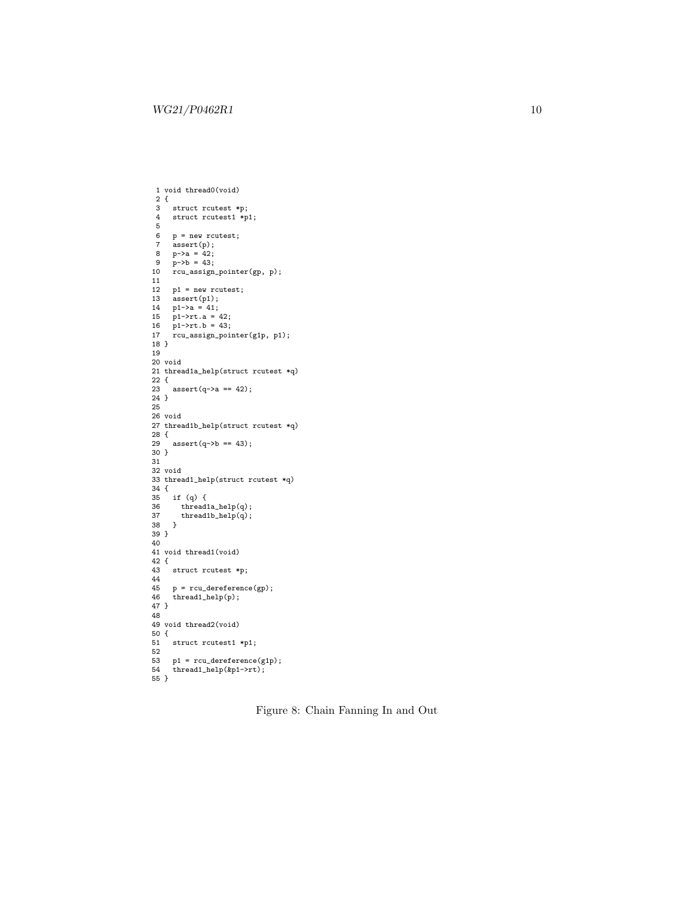```
 1 void thread0(void)
 2 {
 3   struct rcutest *p;
 4   struct rcutest1 *p1;
 5
 6   p = new rcutest;
 7   assert(p);
 8   p->a = 42;
 9   p->b = 43;
10   rcu_assign_pointer(gp, p);
11
12   p1 = new rcutest;
13   assert(p1);
14   p1->a = 41;
15   p1->rt.a = 42;
16   p1->rt.b = 43;
17   rcu_assign_pointer(g1p, p1);
18 }
19
20 void
21 thread1a_help(struct rcutest *q)
22 {
23   assert(q->a == 42);
24 }
25
26 void
27 thread1b_help(struct rcutest *q)
28 {
29   assert(q->b == 43);
30 }
31
32 void
33 thread1_help(struct rcutest *q)
34 {
35   if (q) {
36     thread1a_help(q);
37     thread1b_help(q);
38   }
39 }
40
41 void thread1(void)
42 {
43   struct rcutest *p;
44
45   p = rcu_dereference(gp);
46   thread1_help(p);
47 }
48
49 void thread2(void)
50 {
51   struct rcutest1 *p1;
52
53   p1 = rcu_dereference(g1p);
54   thread1_help(&p1->rt);
55 }
```

Figure 8: Chain Fanning In and Out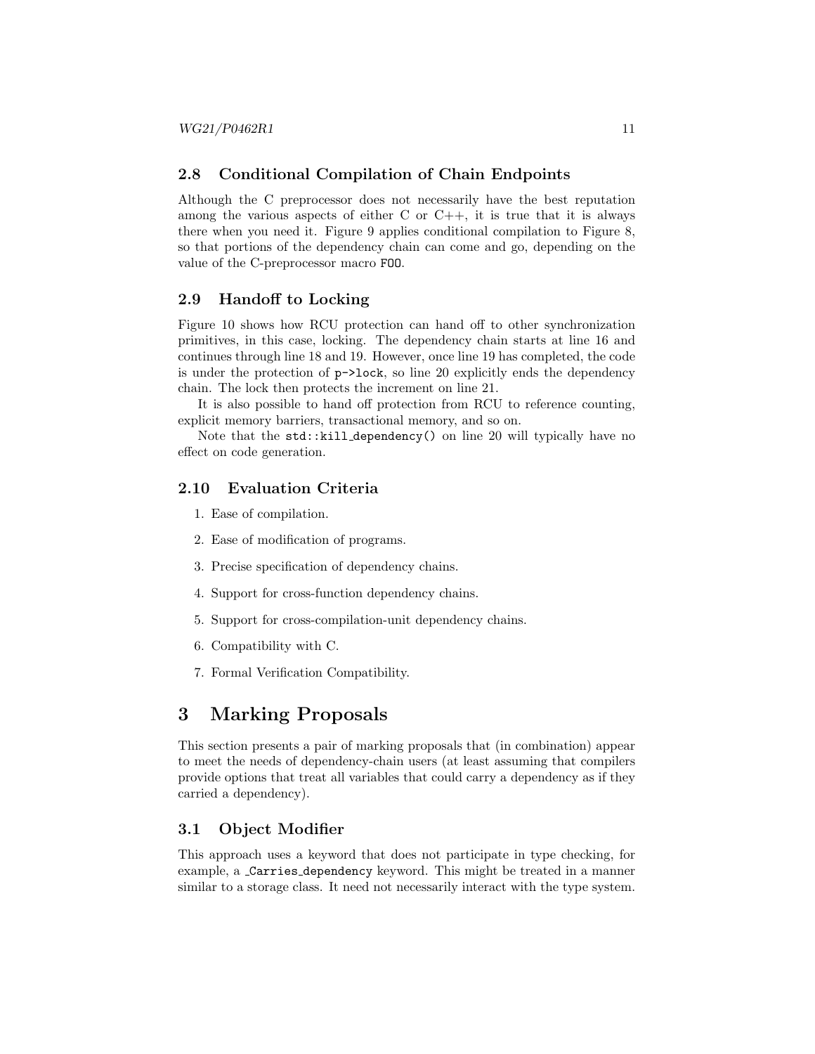### 2.8 Conditional Compilation of Chain Endpoints

Although the C preprocessor does not necessarily have the best reputation among the various aspects of either C or C++, it is true that it is always there when you need it. Figure 9 applies conditional compilation to Figure 8, so that portions of the dependency chain can come and go, depending on the value of the C-preprocessor macro `FOO`.

### 2.9 Handoff to Locking

Figure 10 shows how RCU protection can hand off to other synchronization primitives, in this case, locking. The dependency chain starts at line 16 and continues through line 18 and 19. However, once line 19 has completed, the code is under the protection of `p->lock`, so line 20 explicitly ends the dependency chain. The lock then protects the increment on line 21.

It is also possible to hand off protection from RCU to reference counting, explicit memory barriers, transactional memory, and so on.

Note that the `std::kill_dependency()` on line 20 will typically have no effect on code generation.

### 2.10 Evaluation Criteria

1. Ease of compilation.
2. Ease of modification of programs.
3. Precise specification of dependency chains.
4. Support for cross-function dependency chains.
5. Support for cross-compilation-unit dependency chains.
6. Compatibility with C.
7. Formal Verification Compatibility.

## 3 Marking Proposals

This section presents a pair of marking proposals that (in combination) appear to meet the needs of dependency-chain users (at least assuming that compilers provide options that treat all variables that could carry a dependency as if they carried a dependency).

### 3.1 Object Modifier

This approach uses a keyword that does not participate in type checking, for example, a `_Carries_dependency` keyword. This might be treated in a manner similar to a storage class. It need not necessarily interact with the type system.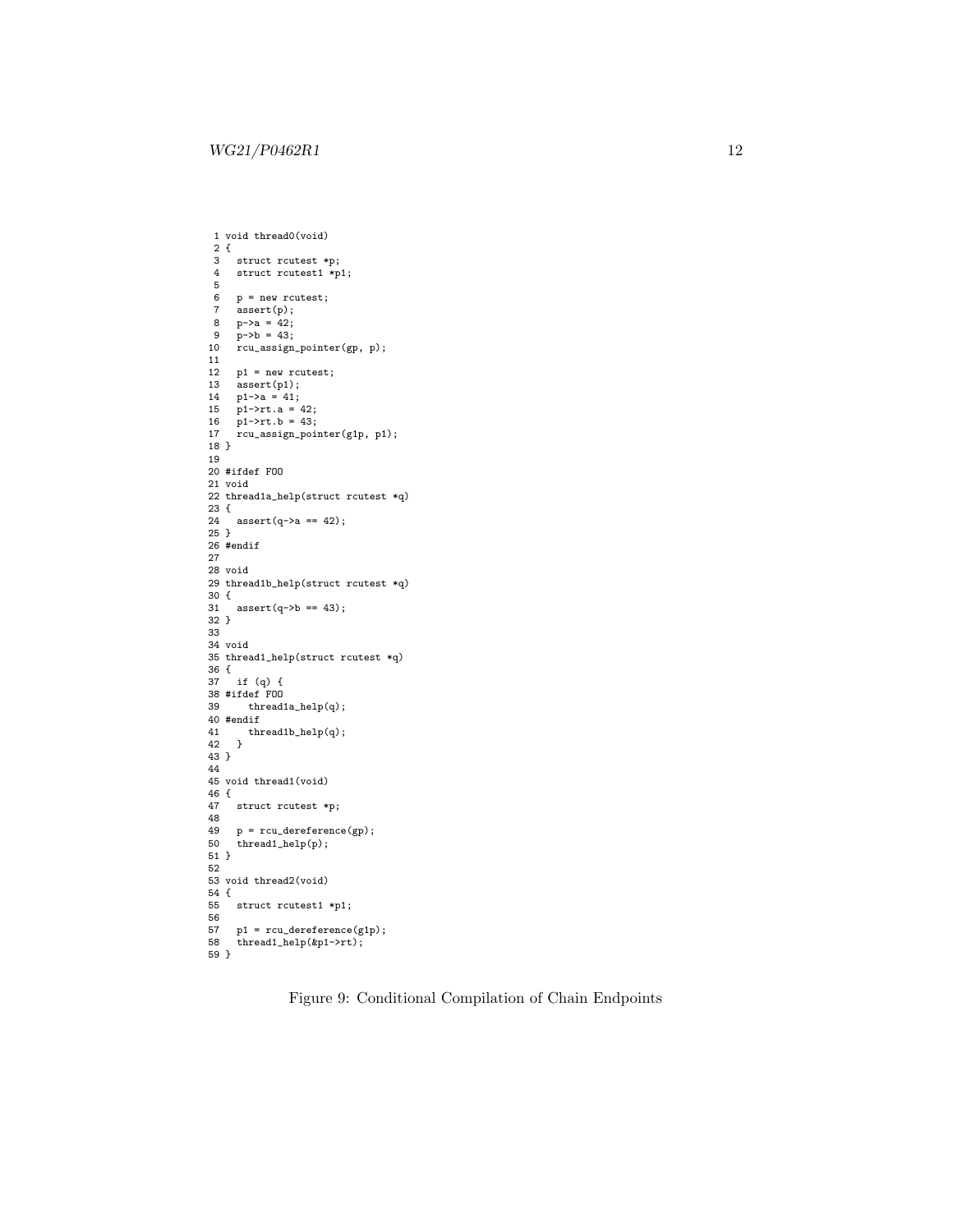```
 1 void thread0(void)
 2 {
 3   struct rcutest *p;
 4   struct rcutest1 *p1;
 5
 6   p = new rcutest;
 7   assert(p);
 8   p->a = 42;
 9   p->b = 43;
10   rcu_assign_pointer(gp, p);
11
12   p1 = new rcutest;
13   assert(p1);
14   p1->a = 41;
15   p1->rt.a = 42;
16   p1->rt.b = 43;
17   rcu_assign_pointer(g1p, p1);
18 }
19
20 #ifdef FOO
21 void
22 thread1a_help(struct rcutest *q)
23 {
24   assert(q->a == 42);
25 }
26 #endif
27
28 void
29 thread1b_help(struct rcutest *q)
30 {
31   assert(q->b == 43);
32 }
33
34 void
35 thread1_help(struct rcutest *q)
36 {
37   if (q) {
38 #ifdef FOO
39     thread1a_help(q);
40 #endif
41     thread1b_help(q);
42   }
43 }
44
45 void thread1(void)
46 {
47   struct rcutest *p;
48
49   p = rcu_dereference(gp);
50   thread1_help(p);
51 }
52
53 void thread2(void)
54 {
55   struct rcutest1 *p1;
56
57   p1 = rcu_dereference(g1p);
58   thread1_help(&p1->rt);
59 }
```

Figure 9: Conditional Compilation of Chain Endpoints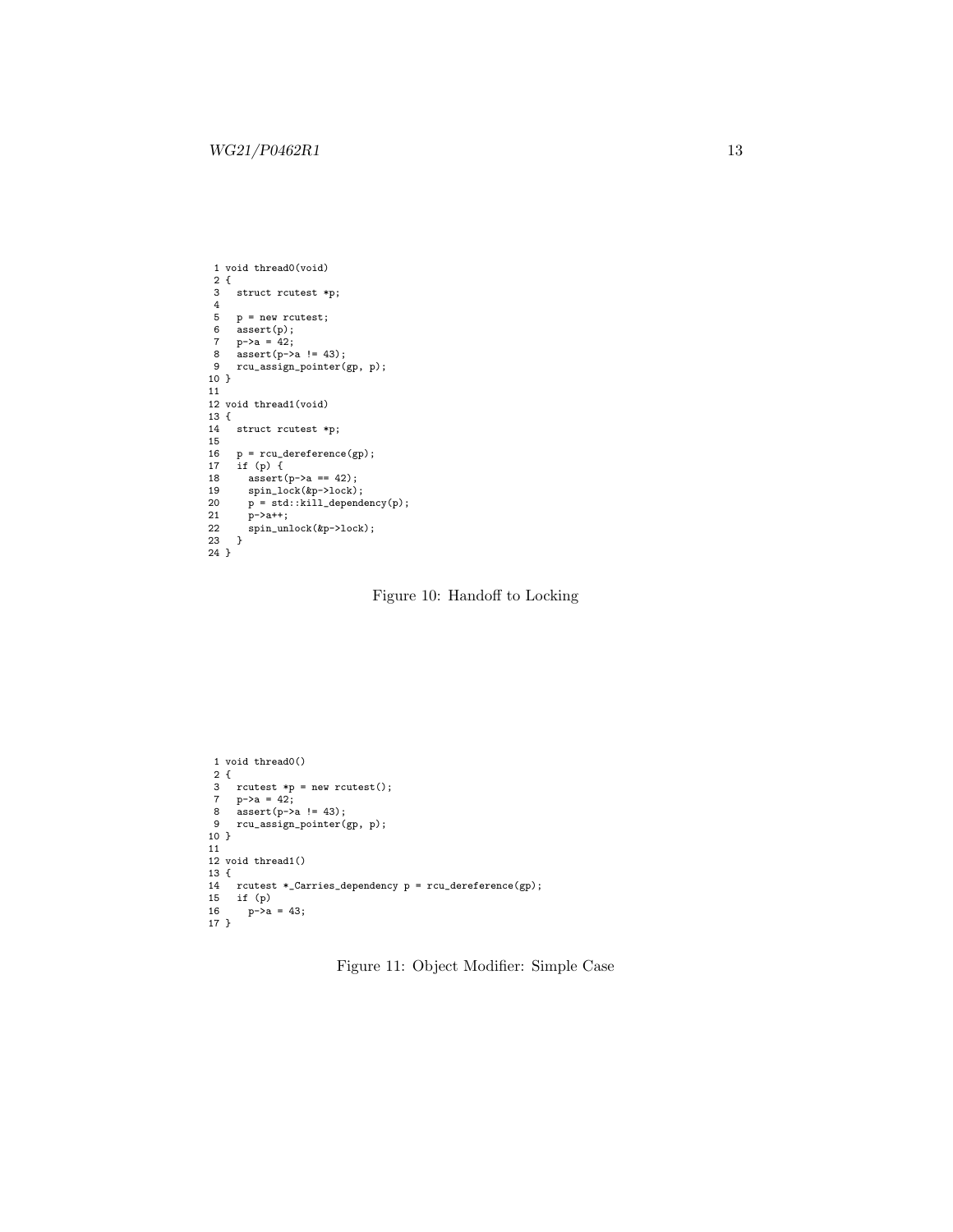```
 1 void thread0(void)
 2 {
 3   struct rcutest *p;
 4
 5   p = new rcutest;
 6   assert(p);
 7   p->a = 42;
 8   assert(p->a != 43);
 9   rcu_assign_pointer(gp, p);
10 }
11
12 void thread1(void)
13 {
14   struct rcutest *p;
15
16   p = rcu_dereference(gp);
17   if (p) {
18     assert(p->a == 42);
19     spin_lock(&p->lock);
20     p = std::kill_dependency(p);
21     p->a++;
22     spin_unlock(&p->lock);
23   }
24 }
```

Figure 10: Handoff to Locking

```
 1 void thread0()
 2 {
 3   rcutest *p = new rcutest();
 7   p->a = 42;
 8   assert(p->a != 43);
 9   rcu_assign_pointer(gp, p);
10 }
11
12 void thread1()
13 {
14   rcutest *_Carries_dependency p = rcu_dereference(gp);
15   if (p)
16     p->a = 43;
17 }
```

Figure 11: Object Modifier: Simple Case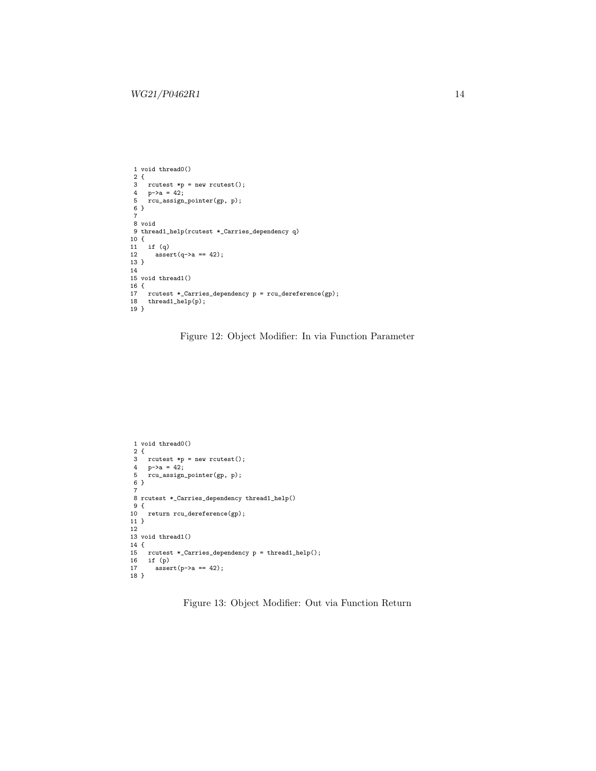```
 1 void thread0()
 2 {
 3   rcutest *p = new rcutest();
 4   p->a = 42;
 5   rcu_assign_pointer(gp, p);
 6 }
 7
 8 void
 9 thread1_help(rcutest *_Carries_dependency q)
10 {
11   if (q)
12     assert(q->a == 42);
13 }
14
15 void thread1()
16 {
17   rcutest *_Carries_dependency p = rcu_dereference(gp);
18   thread1_help(p);
19 }
```

Figure 12: Object Modifier: In via Function Parameter

```
 1 void thread0()
 2 {
 3   rcutest *p = new rcutest();
 4   p->a = 42;
 5   rcu_assign_pointer(gp, p);
 6 }
 7
 8 rcutest *_Carries_dependency thread1_help()
 9 {
10   return rcu_dereference(gp);
11 }
12
13 void thread1()
14 {
15   rcutest *_Carries_dependency p = thread1_help();
16   if (p)
17     assert(p->a == 42);
18 }
```

Figure 13: Object Modifier: Out via Function Return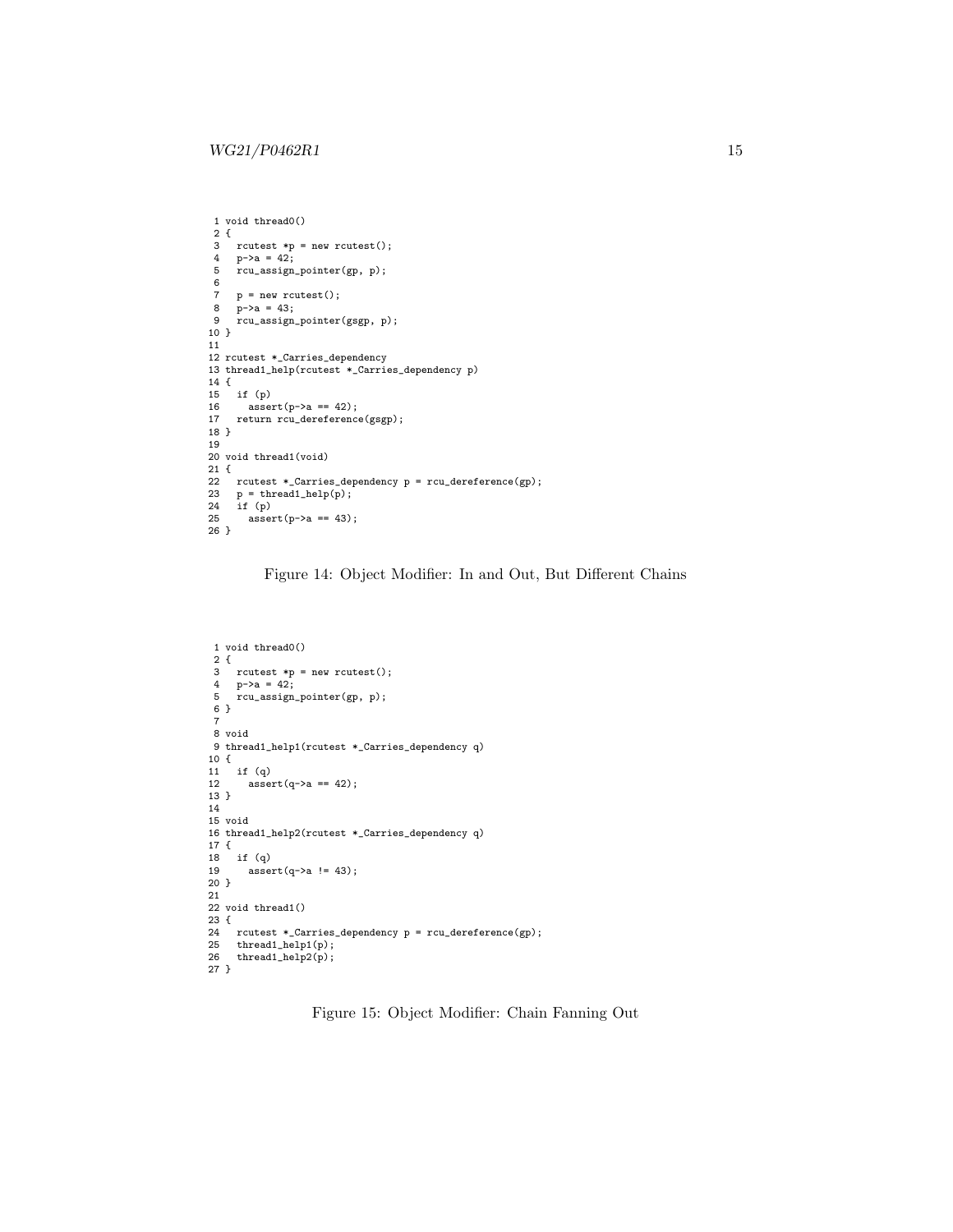```
 1 void thread0()
 2 {
 3   rcutest *p = new rcutest();
 4   p->a = 42;
 5   rcu_assign_pointer(gp, p);
 6
 7   p = new rcutest();
 8   p->a = 43;
 9   rcu_assign_pointer(gsgp, p);
10 }
11
12 rcutest *_Carries_dependency
13 thread1_help(rcutest *_Carries_dependency p)
14 {
15   if (p)
16     assert(p->a == 42);
17   return rcu_dereference(gsgp);
18 }
19
20 void thread1(void)
21 {
22   rcutest *_Carries_dependency p = rcu_dereference(gp);
23   p = thread1_help(p);
24   if (p)
25     assert(p->a == 43);
26 }
```

Figure 14: Object Modifier: In and Out, But Different Chains

```
 1 void thread0()
 2 {
 3   rcutest *p = new rcutest();
 4   p->a = 42;
 5   rcu_assign_pointer(gp, p);
 6 }
 7
 8 void
 9 thread1_help1(rcutest *_Carries_dependency q)
10 {
11   if (q)
12     assert(q->a == 42);
13 }
14
15 void
16 thread1_help2(rcutest *_Carries_dependency q)
17 {
18   if (q)
19     assert(q->a != 43);
20 }
21
22 void thread1()
23 {
24   rcutest *_Carries_dependency p = rcu_dereference(gp);
25   thread1_help1(p);
26   thread1_help2(p);
27 }
```

Figure 15: Object Modifier: Chain Fanning Out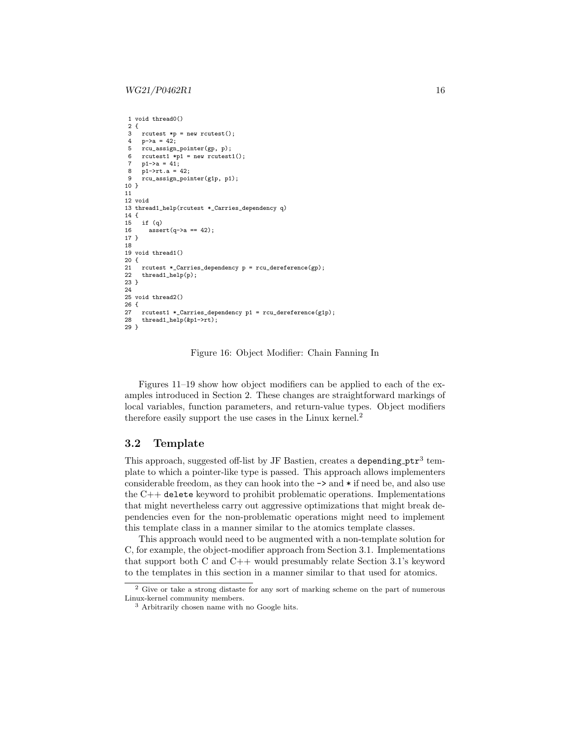```
 1 void thread0()
 2 {
 3   rcutest *p = new rcutest();
 4   p->a = 42;
 5   rcu_assign_pointer(gp, p);
 6   rcutest1 *p1 = new rcutest1();
 7   p1->a = 41;
 8   p1->rt.a = 42;
 9   rcu_assign_pointer(g1p, p1);
10 }
11
12 void
13 thread1_help(rcutest *_Carries_dependency q)
14 {
15   if (q)
16     assert(q->a == 42);
17 }
18
19 void thread1()
20 {
21   rcutest *_Carries_dependency p = rcu_dereference(gp);
22   thread1_help(p);
23 }
24
25 void thread2()
26 {
27   rcutest1 *_Carries_dependency p1 = rcu_dereference(g1p);
28   thread1_help(&p1->rt);
29 }
```

Figure 16: Object Modifier: Chain Fanning In

Figures 11–19 show how object modifiers can be applied to each of the examples introduced in Section 2. These changes are straightforward markings of local variables, function parameters, and return-value types. Object modifiers therefore easily support the use cases in the Linux kernel.[2]

## 3.2 Template

This approach, suggested off-list by JF Bastien, creates a `depending_ptr`[3] template to which a pointer-like type is passed. This approach allows implementers considerable freedom, as they can hook into the `->` and `*` if need be, and also use the C++ `delete` keyword to prohibit problematic operations. Implementations that might nevertheless carry out aggressive optimizations that might break dependencies even for the non-problematic operations might need to implement this template class in a manner similar to the atomics template classes.

This approach would need to be augmented with a non-template solution for C, for example, the object-modifier approach from Section 3.1. Implementations that support both C and C++ would presumably relate Section 3.1's keyword to the templates in this section in a manner similar to that used for atomics.

[2] Give or take a strong distaste for any sort of marking scheme on the part of numerous Linux-kernel community members.

[3] Arbitrarily chosen name with no Google hits.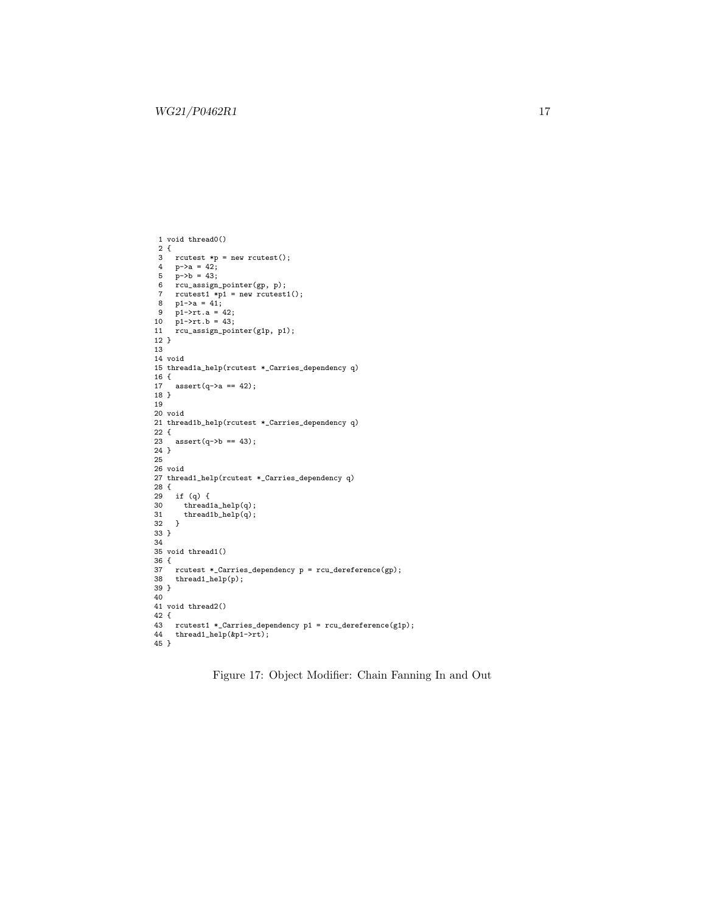```
 1 void thread0()
 2 {
 3   rcutest *p = new rcutest();
 4   p->a = 42;
 5   p->b = 43;
 6   rcu_assign_pointer(gp, p);
 7   rcutest1 *p1 = new rcutest1();
 8   p1->a = 41;
 9   p1->rt.a = 42;
10   p1->rt.b = 43;
11   rcu_assign_pointer(g1p, p1);
12 }
13
14 void
15 thread1a_help(rcutest *_Carries_dependency q)
16 {
17   assert(q->a == 42);
18 }
19
20 void
21 thread1b_help(rcutest *_Carries_dependency q)
22 {
23   assert(q->b == 43);
24 }
25
26 void
27 thread1_help(rcutest *_Carries_dependency q)
28 {
29   if (q) {
30     thread1a_help(q);
31     thread1b_help(q);
32   }
33 }
34
35 void thread1()
36 {
37   rcutest *_Carries_dependency p = rcu_dereference(gp);
38   thread1_help(p);
39 }
40
41 void thread2()
42 {
43   rcutest1 *_Carries_dependency p1 = rcu_dereference(g1p);
44   thread1_help(&p1->rt);
45 }
```

Figure 17: Object Modifier: Chain Fanning In and Out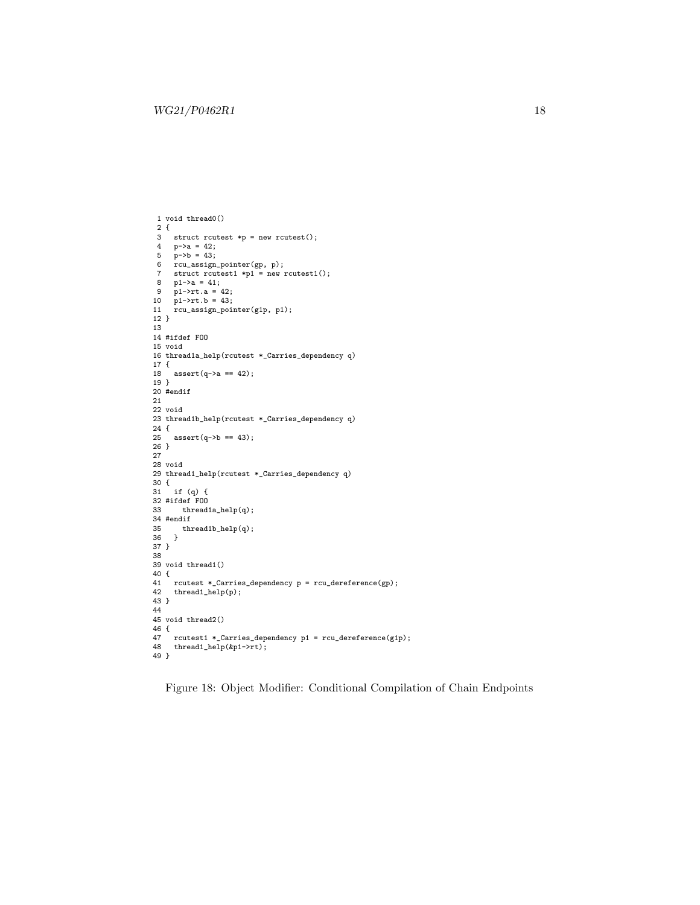```
 1 void thread0()
 2 {
 3   struct rcutest *p = new rcutest();
 4   p->a = 42;
 5   p->b = 43;
 6   rcu_assign_pointer(gp, p);
 7   struct rcutest1 *p1 = new rcutest1();
 8   p1->a = 41;
 9   p1->rt.a = 42;
10   p1->rt.b = 43;
11   rcu_assign_pointer(g1p, p1);
12 }
13
14 #ifdef FOO
15 void
16 thread1a_help(rcutest *_Carries_dependency q)
17 {
18   assert(q->a == 42);
19 }
20 #endif
21
22 void
23 thread1b_help(rcutest *_Carries_dependency q)
24 {
25   assert(q->b == 43);
26 }
27
28 void
29 thread1_help(rcutest *_Carries_dependency q)
30 {
31   if (q) {
32 #ifdef FOO
33     thread1a_help(q);
34 #endif
35     thread1b_help(q);
36   }
37 }
38
39 void thread1()
40 {
41   rcutest *_Carries_dependency p = rcu_dereference(gp);
42   thread1_help(p);
43 }
44
45 void thread2()
46 {
47   rcutest1 *_Carries_dependency p1 = rcu_dereference(g1p);
48   thread1_help(&p1->rt);
49 }
```

Figure 18: Object Modifier: Conditional Compilation of Chain Endpoints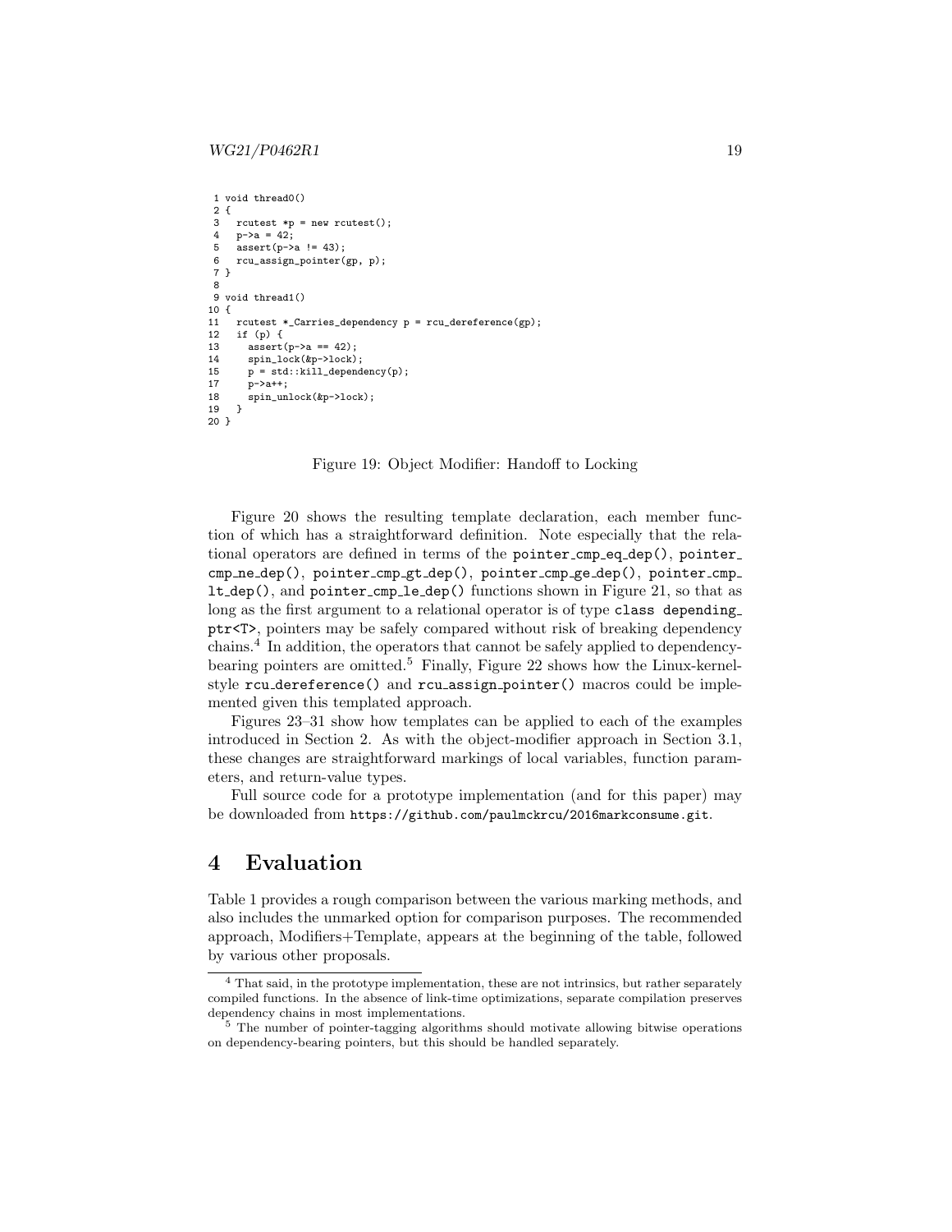```
 1 void thread0()
 2 {
 3   rcutest *p = new rcutest();
 4   p->a = 42;
 5   assert(p->a != 43);
 6   rcu_assign_pointer(gp, p);
 7 }
 8
 9 void thread1()
10 {
11   rcutest *_Carries_dependency p = rcu_dereference(gp);
12   if (p) {
13     assert(p->a == 42);
14     spin_lock(&p->lock);
15     p = std::kill_dependency(p);
17     p->a++;
18     spin_unlock(&p->lock);
19   }
20 }
```

Figure 19: Object Modifier: Handoff to Locking

Figure 20 shows the resulting template declaration, each member function of which has a straightforward definition. Note especially that the relational operators are defined in terms of the `pointer_cmp_eq_dep()`, `pointer_cmp_ne_dep()`, `pointer_cmp_gt_dep()`, `pointer_cmp_ge_dep()`, `pointer_cmp_lt_dep()`, and `pointer_cmp_le_dep()` functions shown in Figure 21, so that as long as the first argument to a relational operator is of type `class depending_ptr<T>`, pointers may be safely compared without risk of breaking dependency chains.[4] In addition, the operators that cannot be safely applied to dependency-bearing pointers are omitted.[5] Finally, Figure 22 shows how the Linux-kernel-style `rcu_dereference()` and `rcu_assign_pointer()` macros could be implemented given this templated approach.

Figures 23–31 show how templates can be applied to each of the examples introduced in Section 2. As with the object-modifier approach in Section 3.1, these changes are straightforward markings of local variables, function parameters, and return-value types.

Full source code for a prototype implementation (and for this paper) may be downloaded from `https://github.com/paulmckrcu/2016markconsume.git`.

# 4 Evaluation

Table 1 provides a rough comparison between the various marking methods, and also includes the unmarked option for comparison purposes. The recommended approach, Modifiers+Template, appears at the beginning of the table, followed by various other proposals.

---

[4] That said, in the prototype implementation, these are not intrinsics, but rather separately compiled functions. In the absence of link-time optimizations, separate compilation preserves dependency chains in most implementations.

[5] The number of pointer-tagging algorithms should motivate allowing bitwise operations on dependency-bearing pointers, but this should be handled separately.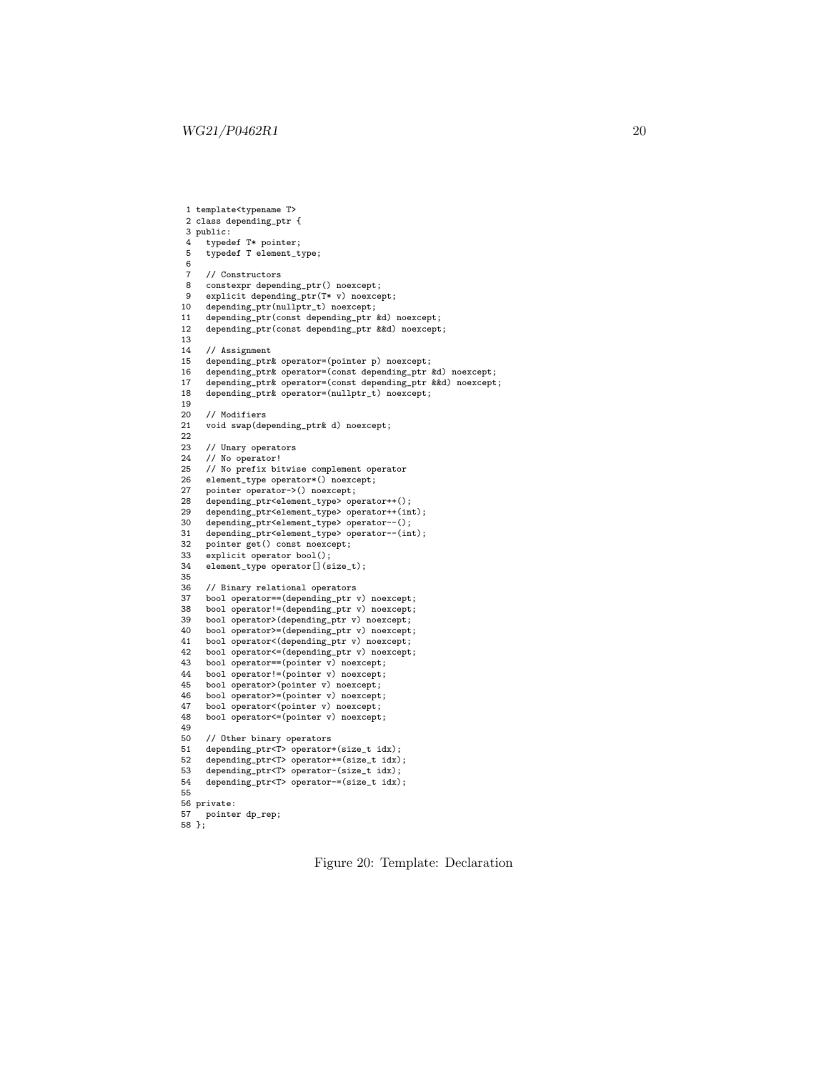```
 1 template<typename T>
 2 class depending_ptr {
 3 public:
 4   typedef T* pointer;
 5   typedef T element_type;
 6
 7   // Constructors
 8   constexpr depending_ptr() noexcept;
 9   explicit depending_ptr(T* v) noexcept;
10   depending_ptr(nullptr_t) noexcept;
11   depending_ptr(const depending_ptr &d) noexcept;
12   depending_ptr(const depending_ptr &&d) noexcept;
13
14   // Assignment
15   depending_ptr& operator=(pointer p) noexcept;
16   depending_ptr& operator=(const depending_ptr &d) noexcept;
17   depending_ptr& operator=(const depending_ptr &&d) noexcept;
18   depending_ptr& operator=(nullptr_t) noexcept;
19
20   // Modifiers
21   void swap(depending_ptr& d) noexcept;
22
23   // Unary operators
24   // No operator!
25   // No prefix bitwise complement operator
26   element_type operator*() noexcept;
27   pointer operator->() noexcept;
28   depending_ptr<element_type> operator++();
29   depending_ptr<element_type> operator++(int);
30   depending_ptr<element_type> operator--();
31   depending_ptr<element_type> operator--(int);
32   pointer get() const noexcept;
33   explicit operator bool();
34   element_type operator[](size_t);
35
36   // Binary relational operators
37   bool operator==(depending_ptr v) noexcept;
38   bool operator!=(depending_ptr v) noexcept;
39   bool operator>(depending_ptr v) noexcept;
40   bool operator>=(depending_ptr v) noexcept;
41   bool operator<(depending_ptr v) noexcept;
42   bool operator<=(depending_ptr v) noexcept;
43   bool operator==(pointer v) noexcept;
44   bool operator!=(pointer v) noexcept;
45   bool operator>(pointer v) noexcept;
46   bool operator>=(pointer v) noexcept;
47   bool operator<(pointer v) noexcept;
48   bool operator<=(pointer v) noexcept;
49
50   // Other binary operators
51   depending_ptr<T> operator+(size_t idx);
52   depending_ptr<T> operator+=(size_t idx);
53   depending_ptr<T> operator-(size_t idx);
54   depending_ptr<T> operator-=(size_t idx);
55
56 private:
57   pointer dp_rep;
58 };
```

Figure 20: Template: Declaration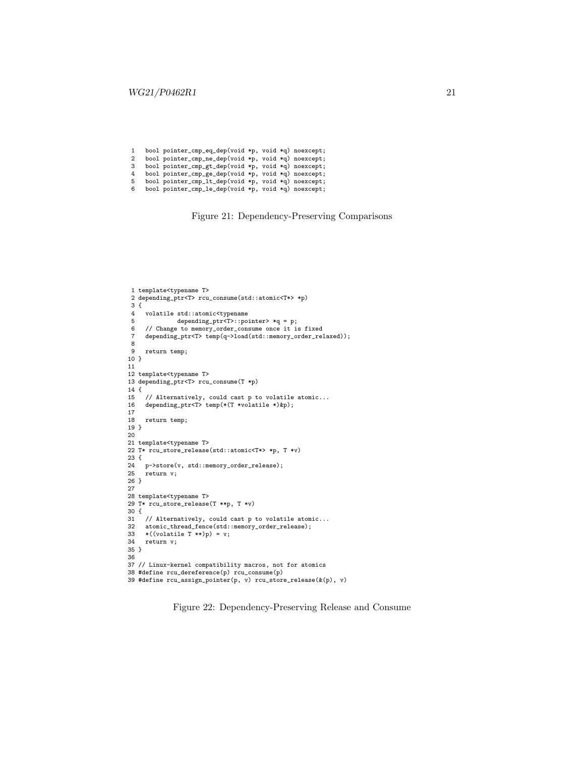```
1   bool pointer_cmp_eq_dep(void *p, void *q) noexcept;
2   bool pointer_cmp_ne_dep(void *p, void *q) noexcept;
3   bool pointer_cmp_gt_dep(void *p, void *q) noexcept;
4   bool pointer_cmp_ge_dep(void *p, void *q) noexcept;
5   bool pointer_cmp_lt_dep(void *p, void *q) noexcept;
6   bool pointer_cmp_le_dep(void *p, void *q) noexcept;
```

Figure 21: Dependency-Preserving Comparisons

```
 1 template<typename T>
 2 depending_ptr<T> rcu_consume(std::atomic<T*> *p)
 3 {
 4   volatile std::atomic<typename
 5            depending_ptr<T>::pointer> *q = p;
 6   // Change to memory_order_consume once it is fixed
 7   depending_ptr<T> temp(q->load(std::memory_order_relaxed));
 8
 9   return temp;
10 }
11
12 template<typename T>
13 depending_ptr<T> rcu_consume(T *p)
14 {
15   // Alternatively, could cast p to volatile atomic...
16   depending_ptr<T> temp(*(T *volatile *)&p);
17
18   return temp;
19 }
20
21 template<typename T>
22 T* rcu_store_release(std::atomic<T*> *p, T *v)
23 {
24   p->store(v, std::memory_order_release);
25   return v;
26 }
27
28 template<typename T>
29 T* rcu_store_release(T **p, T *v)
30 {
31   // Alternatively, could cast p to volatile atomic...
32   atomic_thread_fence(std::memory_order_release);
33   *((volatile T **)p) = v;
34   return v;
35 }
36
37 // Linux-kernel compatibility macros, not for atomics
38 #define rcu_dereference(p) rcu_consume(p)
39 #define rcu_assign_pointer(p, v) rcu_store_release(&(p), v)
```

Figure 22: Dependency-Preserving Release and Consume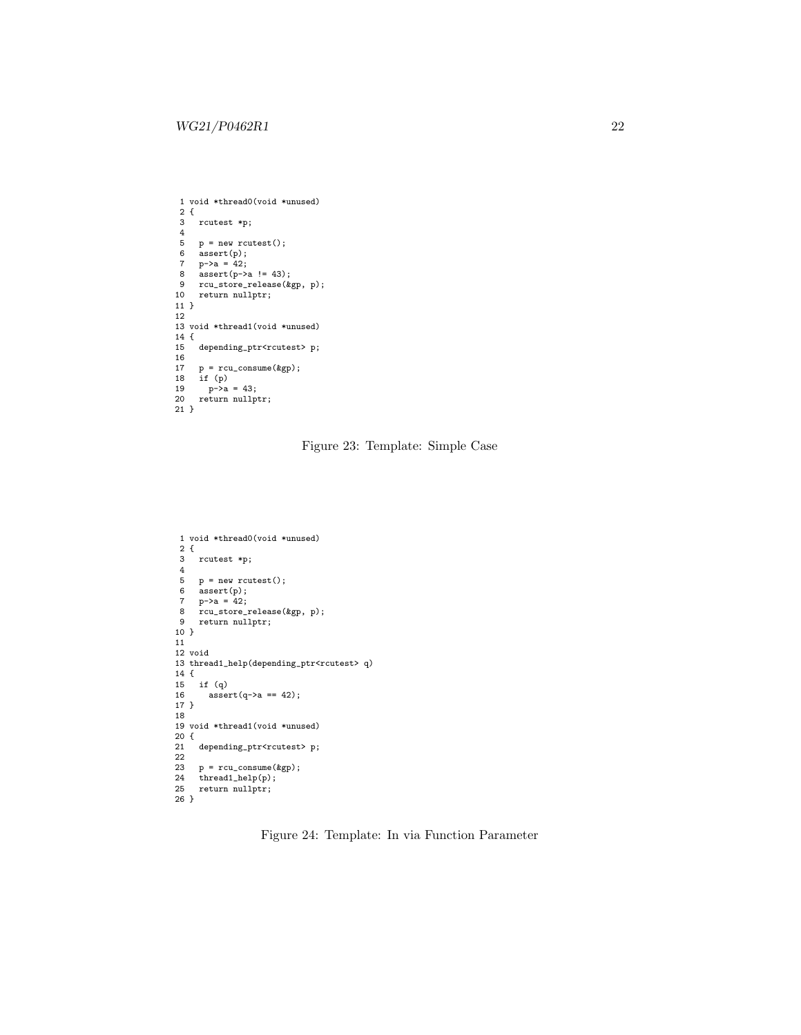```
 1 void *thread0(void *unused)
 2 {
 3   rcutest *p;
 4
 5   p = new rcutest();
 6   assert(p);
 7   p->a = 42;
 8   assert(p->a != 43);
 9   rcu_store_release(&gp, p);
10   return nullptr;
11 }
12
13 void *thread1(void *unused)
14 {
15   depending_ptr<rcutest> p;
16
17   p = rcu_consume(&gp);
18   if (p)
19     p->a = 43;
20   return nullptr;
21 }
```

Figure 23: Template: Simple Case

```
 1 void *thread0(void *unused)
 2 {
 3   rcutest *p;
 4
 5   p = new rcutest();
 6   assert(p);
 7   p->a = 42;
 8   rcu_store_release(&gp, p);
 9   return nullptr;
10 }
11
12 void
13 thread1_help(depending_ptr<rcutest> q)
14 {
15   if (q)
16     assert(q->a == 42);
17 }
18
19 void *thread1(void *unused)
20 {
21   depending_ptr<rcutest> p;
22
23   p = rcu_consume(&gp);
24   thread1_help(p);
25   return nullptr;
26 }
```

Figure 24: Template: In via Function Parameter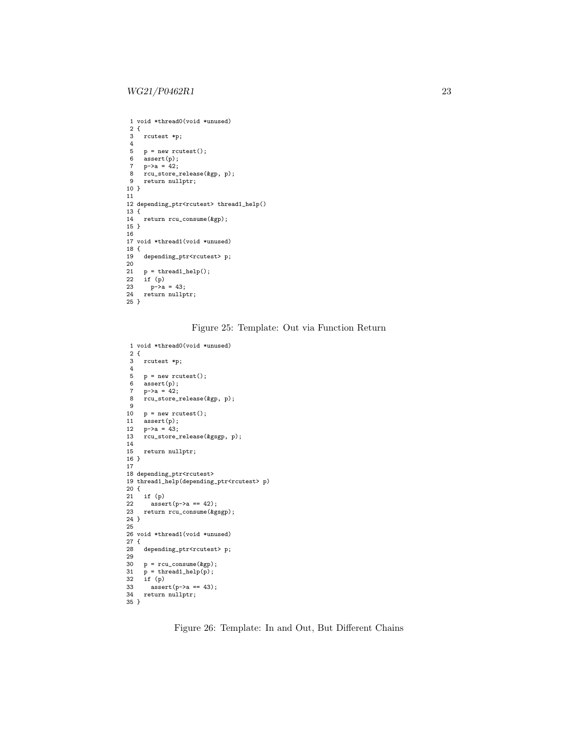```
 1 void *thread0(void *unused)
 2 {
 3   rcutest *p;
 4
 5   p = new rcutest();
 6   assert(p);
 7   p->a = 42;
 8   rcu_store_release(&gp, p);
 9   return nullptr;
10 }
11
12 depending_ptr<rcutest> thread1_help()
13 {
14   return rcu_consume(&gp);
15 }
16
17 void *thread1(void *unused)
18 {
19   depending_ptr<rcutest> p;
20
21   p = thread1_help();
22   if (p)
23     p->a = 43;
24   return nullptr;
25 }
```

Figure 25: Template: Out via Function Return

```
 1 void *thread0(void *unused)
 2 {
 3   rcutest *p;
 4
 5   p = new rcutest();
 6   assert(p);
 7   p->a = 42;
 8   rcu_store_release(&gp, p);
 9
10   p = new rcutest();
11   assert(p);
12   p->a = 43;
13   rcu_store_release(&gsgp, p);
14
15   return nullptr;
16 }
17
18 depending_ptr<rcutest>
19 thread1_help(depending_ptr<rcutest> p)
20 {
21   if (p)
22     assert(p->a == 42);
23   return rcu_consume(&gsgp);
24 }
25
26 void *thread1(void *unused)
27 {
28   depending_ptr<rcutest> p;
29
30   p = rcu_consume(&gp);
31   p = thread1_help(p);
32   if (p)
33     assert(p->a == 43);
34   return nullptr;
35 }
```

Figure 26: Template: In and Out, But Different Chains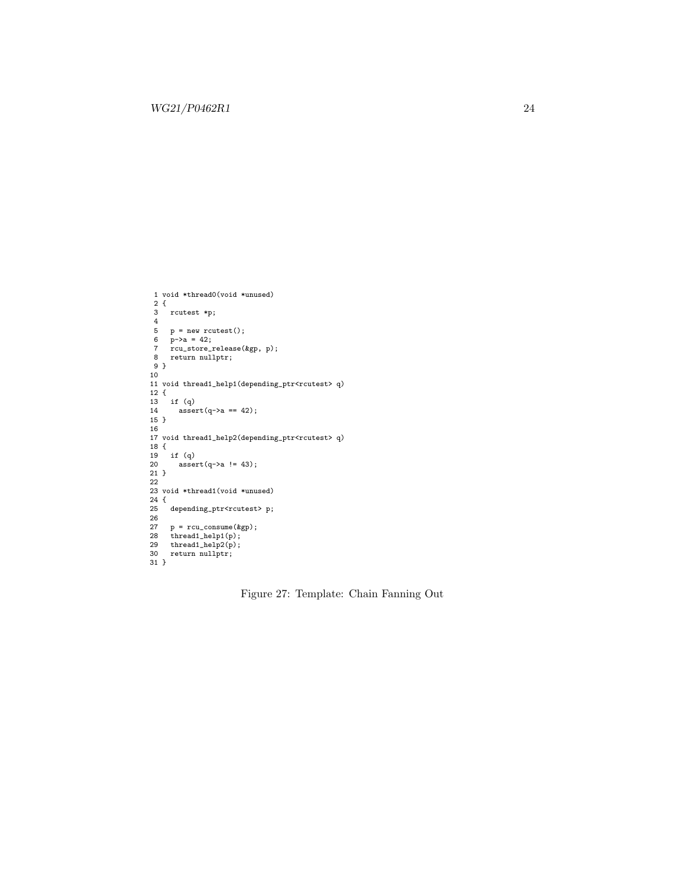```
 1 void *thread0(void *unused)
 2 {
 3   rcutest *p;
 4
 5   p = new rcutest();
 6   p->a = 42;
 7   rcu_store_release(&gp, p);
 8   return nullptr;
 9 }
10
11 void thread1_help1(depending_ptr<rcutest> q)
12 {
13   if (q)
14     assert(q->a == 42);
15 }
16
17 void thread1_help2(depending_ptr<rcutest> q)
18 {
19   if (q)
20     assert(q->a != 43);
21 }
22
23 void *thread1(void *unused)
24 {
25   depending_ptr<rcutest> p;
26
27   p = rcu_consume(&gp);
28   thread1_help1(p);
29   thread1_help2(p);
30   return nullptr;
31 }
```

Figure 27: Template: Chain Fanning Out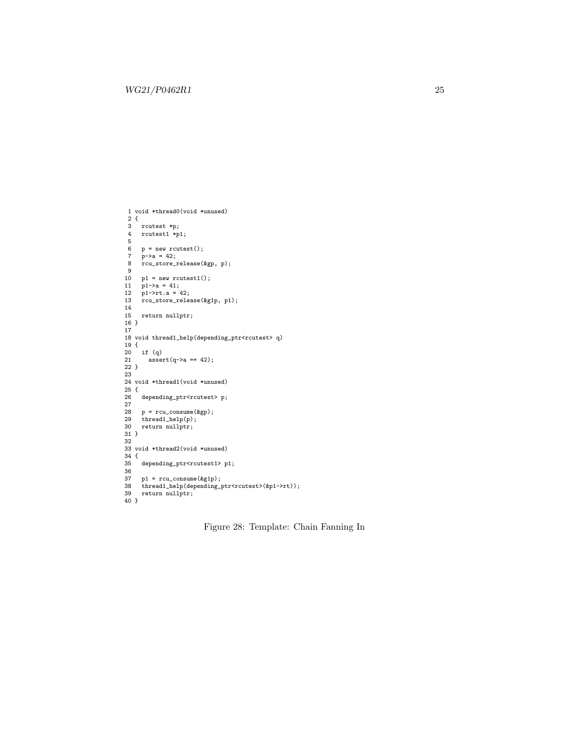```
 1 void *thread0(void *unused)
 2 {
 3   rcutest *p;
 4   rcutest1 *p1;
 5
 6   p = new rcutest();
 7   p->a = 42;
 8   rcu_store_release(&gp, p);
 9
10   p1 = new rcutest1();
11   p1->a = 41;
12   p1->rt.a = 42;
13   rcu_store_release(&g1p, p1);
14
15   return nullptr;
16 }
17
18 void thread1_help(depending_ptr<rcutest> q)
19 {
20   if (q)
21     assert(q->a == 42);
22 }
23
24 void *thread1(void *unused)
25 {
26   depending_ptr<rcutest> p;
27
28   p = rcu_consume(&gp);
29   thread1_help(p);
30   return nullptr;
31 }
32
33 void *thread2(void *unused)
34 {
35   depending_ptr<rcutest1> p1;
36
37   p1 = rcu_consume(&g1p);
38   thread1_help(depending_ptr<rcutest>(&p1->rt));
39   return nullptr;
40 }
```

Figure 28: Template: Chain Fanning In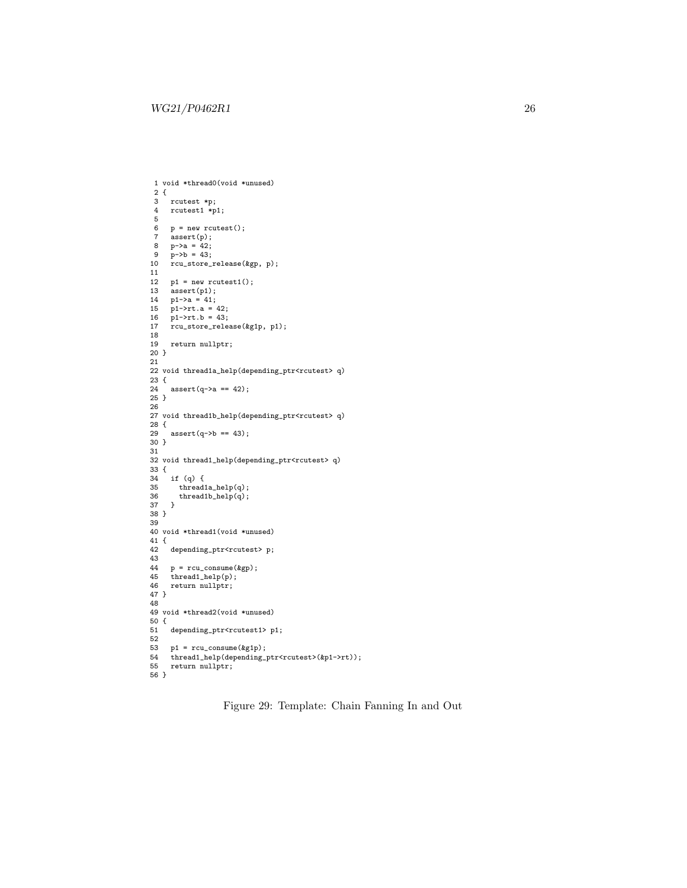```
 1 void *thread0(void *unused)
 2 {
 3   rcutest *p;
 4   rcutest1 *p1;
 5
 6   p = new rcutest();
 7   assert(p);
 8   p->a = 42;
 9   p->b = 43;
10   rcu_store_release(&gp, p);
11
12   p1 = new rcutest1();
13   assert(p1);
14   p1->a = 41;
15   p1->rt.a = 42;
16   p1->rt.b = 43;
17   rcu_store_release(&g1p, p1);
18
19   return nullptr;
20 }
21
22 void thread1a_help(depending_ptr<rcutest> q)
23 {
24   assert(q->a == 42);
25 }
26
27 void thread1b_help(depending_ptr<rcutest> q)
28 {
29   assert(q->b == 43);
30 }
31
32 void thread1_help(depending_ptr<rcutest> q)
33 {
34   if (q) {
35     thread1a_help(q);
36     thread1b_help(q);
37   }
38 }
39
40 void *thread1(void *unused)
41 {
42   depending_ptr<rcutest> p;
43
44   p = rcu_consume(&gp);
45   thread1_help(p);
46   return nullptr;
47 }
48
49 void *thread2(void *unused)
50 {
51   depending_ptr<rcutest1> p1;
52
53   p1 = rcu_consume(&g1p);
54   thread1_help(depending_ptr<rcutest>(&p1->rt));
55   return nullptr;
56 }
```

Figure 29: Template: Chain Fanning In and Out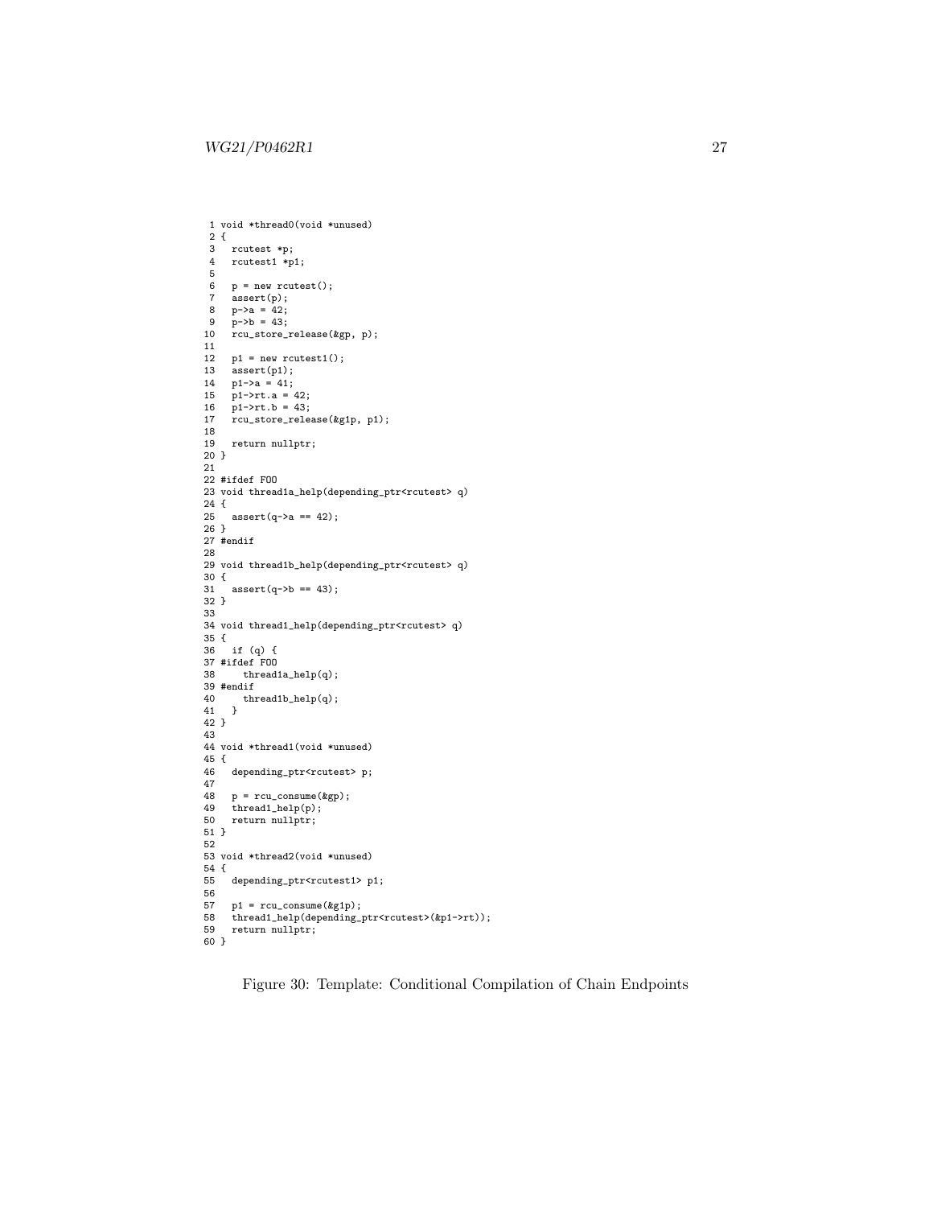```
 1 void *thread0(void *unused)
 2 {
 3   rcutest *p;
 4   rcutest1 *p1;
 5
 6   p = new rcutest();
 7   assert(p);
 8   p->a = 42;
 9   p->b = 43;
10   rcu_store_release(&gp, p);
11
12   p1 = new rcutest1();
13   assert(p1);
14   p1->a = 41;
15   p1->rt.a = 42;
16   p1->rt.b = 43;
17   rcu_store_release(&g1p, p1);
18
19   return nullptr;
20 }
21
22 #ifdef FOO
23 void thread1a_help(depending_ptr<rcutest> q)
24 {
25   assert(q->a == 42);
26 }
27 #endif
28
29 void thread1b_help(depending_ptr<rcutest> q)
30 {
31   assert(q->b == 43);
32 }
33
34 void thread1_help(depending_ptr<rcutest> q)
35 {
36   if (q) {
37 #ifdef FOO
38     thread1a_help(q);
39 #endif
40     thread1b_help(q);
41   }
42 }
43
44 void *thread1(void *unused)
45 {
46   depending_ptr<rcutest> p;
47
48   p = rcu_consume(&gp);
49   thread1_help(p);
50   return nullptr;
51 }
52
53 void *thread2(void *unused)
54 {
55   depending_ptr<rcutest1> p1;
56
57   p1 = rcu_consume(&g1p);
58   thread1_help(depending_ptr<rcutest>(&p1->rt));
59   return nullptr;
60 }
```

Figure 30: Template: Conditional Compilation of Chain Endpoints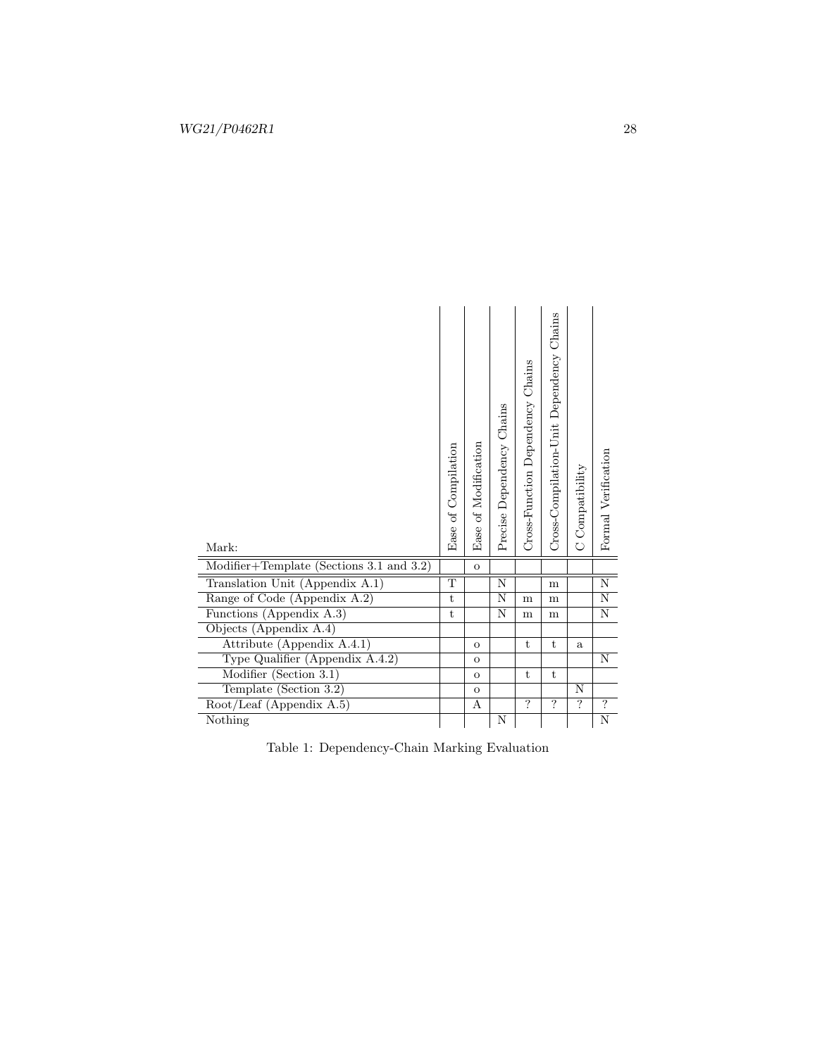| Mark: | Ease of Compilation | Ease of Modification | Precise Dependency Chains | Cross-Function Dependency Chains | Cross-Compilation-Unit Dependency Chains | C Compatibility | Formal Verification |
|---|---|---|---|---|---|---|---|
| Modifier+Template (Sections 3.1 and 3.2) | | o | | | | | |
| Translation Unit (Appendix A.1) | T | | N | | m | | N |
| Range of Code (Appendix A.2) | t | | N | m | m | | N |
| Functions (Appendix A.3) | t | | N | m | m | | N |
| Objects (Appendix A.4) | | | | | | | |
| Attribute (Appendix A.4.1) | | o | | t | t | a | |
| Type Qualifier (Appendix A.4.2) | | o | | | | | N |
| Modifier (Section 3.1) | | o | | t | t | | |
| Template (Section 3.2) | | o | | | | N | |
| Root/Leaf (Appendix A.5) | | A | | ? | ? | ? | ? |
| Nothing | | | N | | | | N |

Table 1: Dependency-Chain Marking Evaluation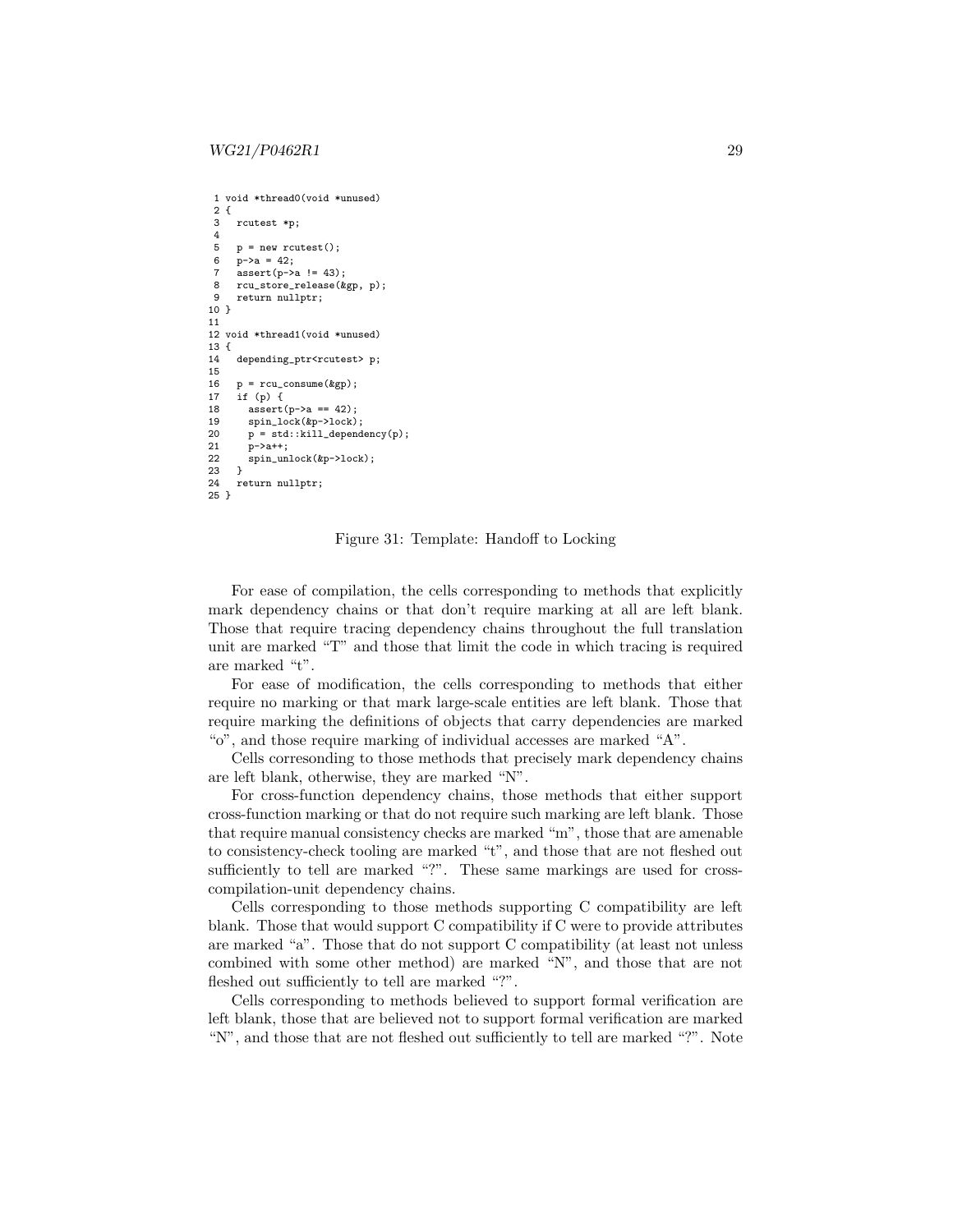```
 1 void *thread0(void *unused)
 2 {
 3   rcutest *p;
 4
 5   p = new rcutest();
 6   p->a = 42;
 7   assert(p->a != 43);
 8   rcu_store_release(&gp, p);
 9   return nullptr;
10 }
11
12 void *thread1(void *unused)
13 {
14   depending_ptr<rcutest> p;
15
16   p = rcu_consume(&gp);
17   if (p) {
18     assert(p->a == 42);
19     spin_lock(&p->lock);
20     p = std::kill_dependency(p);
21     p->a++;
22     spin_unlock(&p->lock);
23   }
24   return nullptr;
25 }
```

Figure 31: Template: Handoff to Locking

For ease of compilation, the cells corresponding to methods that explicitly mark dependency chains or that don't require marking at all are left blank. Those that require tracing dependency chains throughout the full translation unit are marked "T" and those that limit the code in which tracing is required are marked "t".

For ease of modification, the cells corresponding to methods that either require no marking or that mark large-scale entities are left blank. Those that require marking the definitions of objects that carry dependencies are marked "o", and those require marking of individual accesses are marked "A".

Cells corresonding to those methods that precisely mark dependency chains are left blank, otherwise, they are marked "N".

For cross-function dependency chains, those methods that either support cross-function marking or that do not require such marking are left blank. Those that require manual consistency checks are marked "m", those that are amenable to consistency-check tooling are marked "t", and those that are not fleshed out sufficiently to tell are marked "?". These same markings are used for cross-compilation-unit dependency chains.

Cells corresponding to those methods supporting C compatibility are left blank. Those that would support C compatibility if C were to provide attributes are marked "a". Those that do not support C compatibility (at least not unless combined with some other method) are marked "N", and those that are not fleshed out sufficiently to tell are marked "?".

Cells corresponding to methods believed to support formal verification are left blank, those that are believed not to support formal verification are marked "N", and those that are not fleshed out sufficiently to tell are marked "?". Note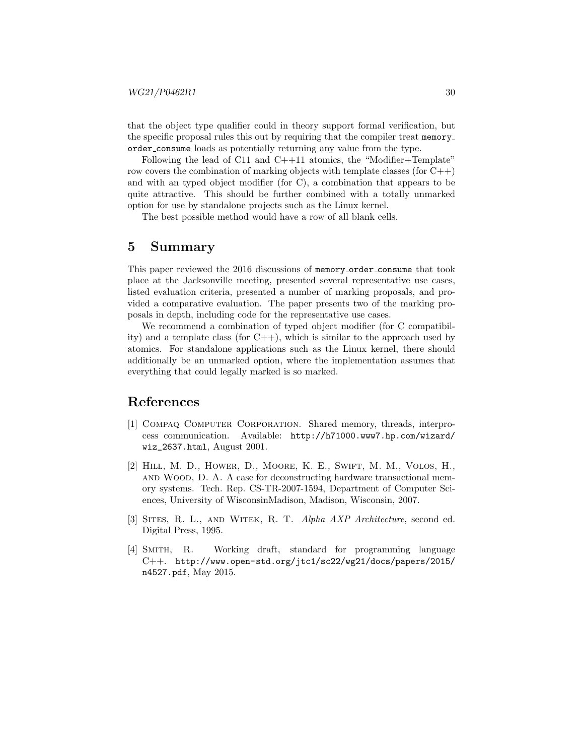that the object type qualifier could in theory support formal verification, but the specific proposal rules this out by requiring that the compiler treat `memory_order_consume` loads as potentially returning any value from the type.

Following the lead of C11 and C++11 atomics, the "Modifier+Template" row covers the combination of marking objects with template classes (for C++) and with an typed object modifier (for C), a combination that appears to be quite attractive. This should be further combined with a totally unmarked option for use by standalone projects such as the Linux kernel.

The best possible method would have a row of all blank cells.

# 5 Summary

This paper reviewed the 2016 discussions of `memory_order_consume` that took place at the Jacksonville meeting, presented several representative use cases, listed evaluation criteria, presented a number of marking proposals, and provided a comparative evaluation. The paper presents two of the marking proposals in depth, including code for the representative use cases.

We recommend a combination of typed object modifier (for C compatibility) and a template class (for C++), which is similar to the approach used by atomics. For standalone applications such as the Linux kernel, there should additionally be an unmarked option, where the implementation assumes that everything that could legally marked is so marked.

# References

[1] Compaq Computer Corporation. Shared memory, threads, interprocess communication. Available: `http://h71000.www7.hp.com/wizard/wiz_2637.html`, August 2001.

[2] Hill, M. D., Hower, D., Moore, K. E., Swift, M. M., Volos, H., and Wood, D. A. A case for deconstructing hardware transactional memory systems. Tech. Rep. CS-TR-2007-1594, Department of Computer Sciences, University of WisconsinMadison, Madison, Wisconsin, 2007.

[3] Sites, R. L., and Witek, R. T. *Alpha AXP Architecture*, second ed. Digital Press, 1995.

[4] Smith, R. Working draft, standard for programming language C++. `http://www.open-std.org/jtc1/sc22/wg21/docs/papers/2015/n4527.pdf`, May 2015.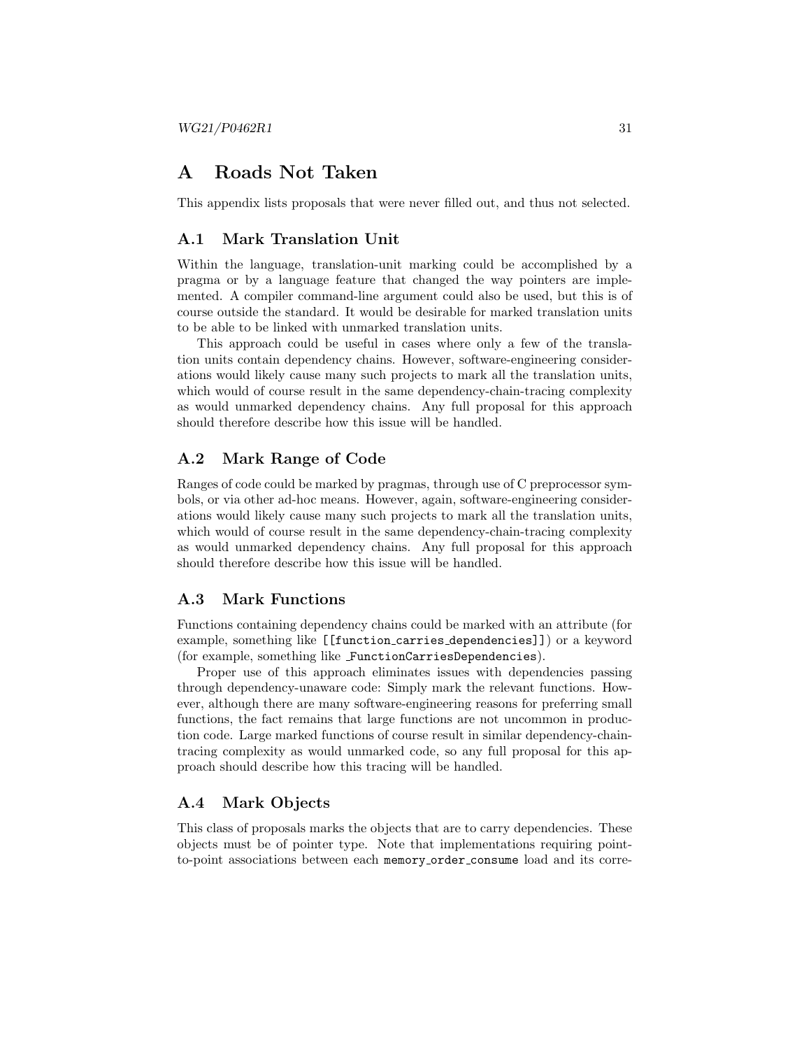# A Roads Not Taken

This appendix lists proposals that were never filled out, and thus not selected.

## A.1 Mark Translation Unit

Within the language, translation-unit marking could be accomplished by a pragma or by a language feature that changed the way pointers are implemented. A compiler command-line argument could also be used, but this is of course outside the standard. It would be desirable for marked translation units to be able to be linked with unmarked translation units.

This approach could be useful in cases where only a few of the translation units contain dependency chains. However, software-engineering considerations would likely cause many such projects to mark all the translation units, which would of course result in the same dependency-chain-tracing complexity as would unmarked dependency chains. Any full proposal for this approach should therefore describe how this issue will be handled.

## A.2 Mark Range of Code

Ranges of code could be marked by pragmas, through use of C preprocessor symbols, or via other ad-hoc means. However, again, software-engineering considerations would likely cause many such projects to mark all the translation units, which would of course result in the same dependency-chain-tracing complexity as would unmarked dependency chains. Any full proposal for this approach should therefore describe how this issue will be handled.

## A.3 Mark Functions

Functions containing dependency chains could be marked with an attribute (for example, something like `[[function_carries_dependencies]]`) or a keyword (for example, something like `_FunctionCarriesDependencies`).

Proper use of this approach eliminates issues with dependencies passing through dependency-unaware code: Simply mark the relevant functions. However, although there are many software-engineering reasons for preferring small functions, the fact remains that large functions are not uncommon in production code. Large marked functions of course result in similar dependency-chain-tracing complexity as would unmarked code, so any full proposal for this approach should describe how this tracing will be handled.

## A.4 Mark Objects

This class of proposals marks the objects that are to carry dependencies. These objects must be of pointer type. Note that implementations requiring point-to-point associations between each `memory_order_consume` load and its corre-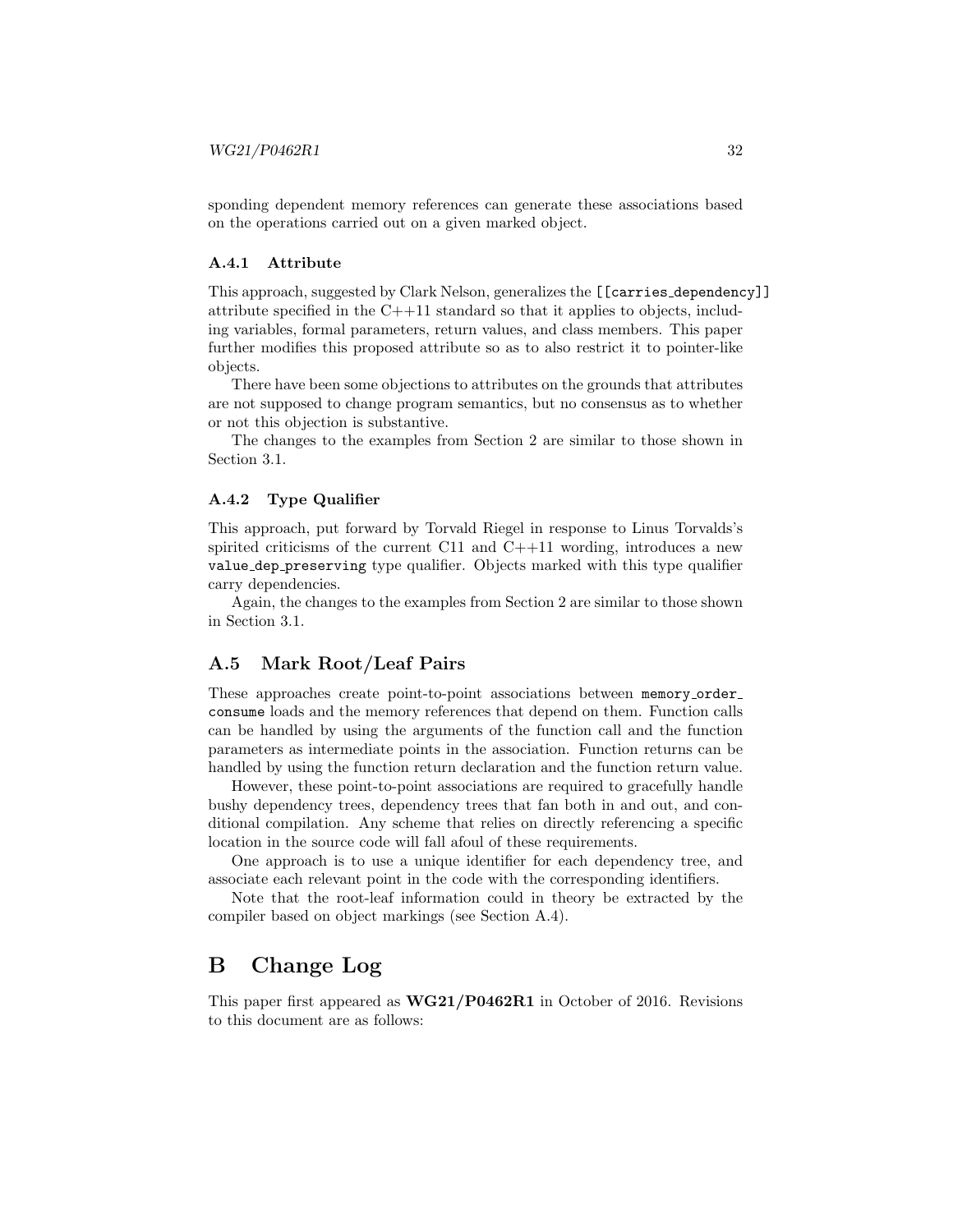sponding dependent memory references can generate these associations based on the operations carried out on a given marked object.

### A.4.1 Attribute

This approach, suggested by Clark Nelson, generalizes the `[[carries_dependency]]` attribute specified in the C++11 standard so that it applies to objects, including variables, formal parameters, return values, and class members. This paper further modifies this proposed attribute so as to also restrict it to pointer-like objects.

There have been some objections to attributes on the grounds that attributes are not supposed to change program semantics, but no consensus as to whether or not this objection is substantive.

The changes to the examples from Section 2 are similar to those shown in Section 3.1.

### A.4.2 Type Qualifier

This approach, put forward by Torvald Riegel in response to Linus Torvalds's spirited criticisms of the current C11 and C++11 wording, introduces a new `value_dep_preserving` type qualifier. Objects marked with this type qualifier carry dependencies.

Again, the changes to the examples from Section 2 are similar to those shown in Section 3.1.

## A.5 Mark Root/Leaf Pairs

These approaches create point-to-point associations between `memory_order_consume` loads and the memory references that depend on them. Function calls can be handled by using the arguments of the function call and the function parameters as intermediate points in the association. Function returns can be handled by using the function return declaration and the function return value.

However, these point-to-point associations are required to gracefully handle bushy dependency trees, dependency trees that fan both in and out, and conditional compilation. Any scheme that relies on directly referencing a specific location in the source code will fall afoul of these requirements.

One approach is to use a unique identifier for each dependency tree, and associate each relevant point in the code with the corresponding identifiers.

Note that the root-leaf information could in theory be extracted by the compiler based on object markings (see Section A.4).

# B Change Log

This paper first appeared as **WG21/P0462R1** in October of 2016. Revisions to this document are as follows: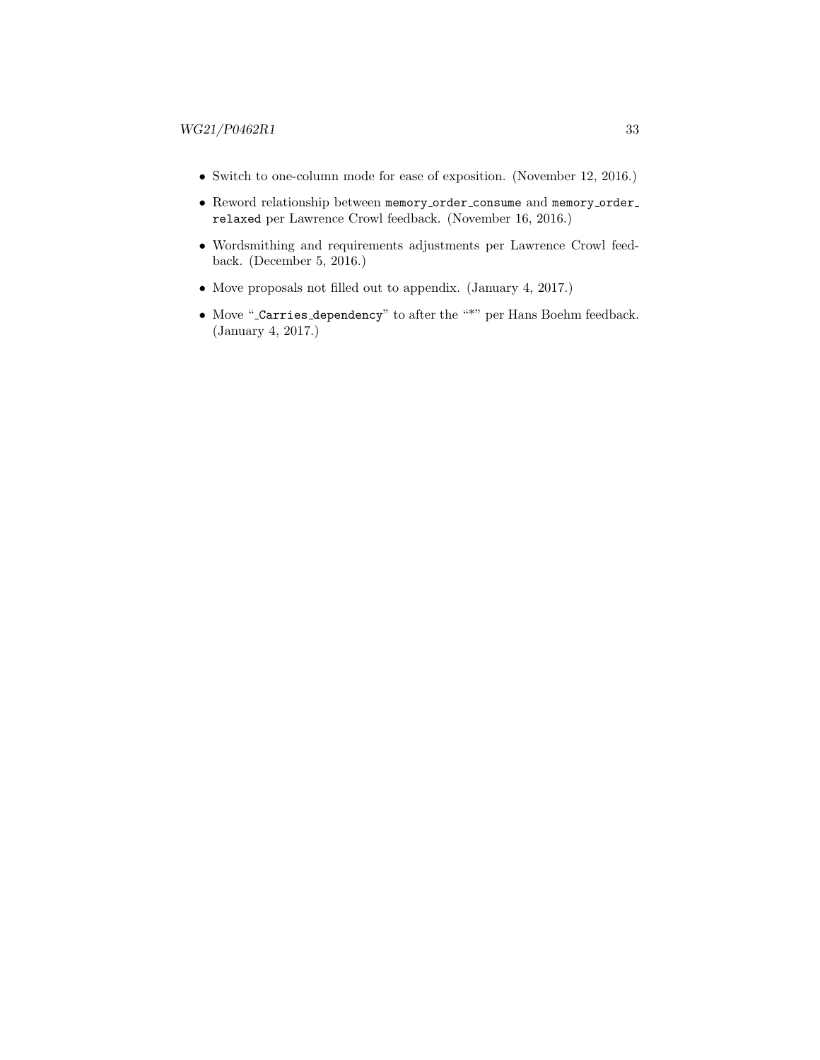- Switch to one-column mode for ease of exposition. (November 12, 2016.)
- Reword relationship between `memory_order_consume` and `memory_order_relaxed` per Lawrence Crowl feedback. (November 16, 2016.)
- Wordsmithing and requirements adjustments per Lawrence Crowl feedback. (December 5, 2016.)
- Move proposals not filled out to appendix. (January 4, 2017.)
- Move "`_Carries_dependency`" to after the "*" per Hans Boehm feedback. (January 4, 2017.)